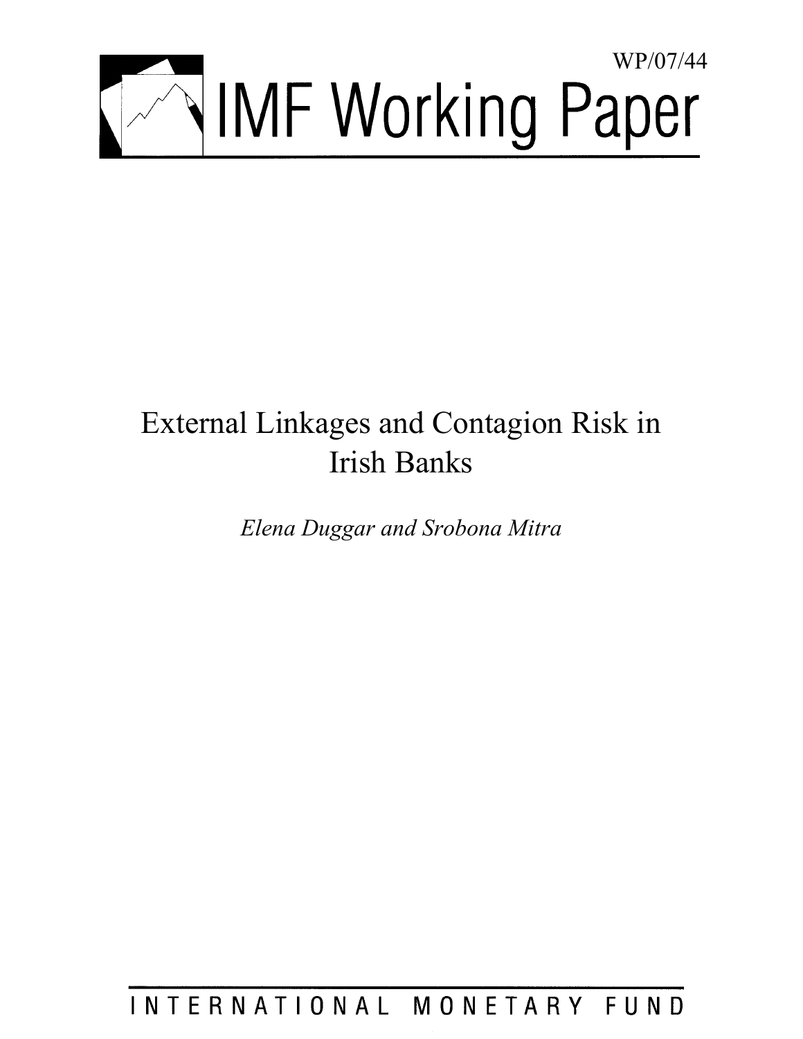WP/07/44

# IMF Working Paper

# External Linkages and Contagion Risk in Irish Banks

*Elena Duggar and Srobona Mitra*

INTERNATIONAL MONETARY FUND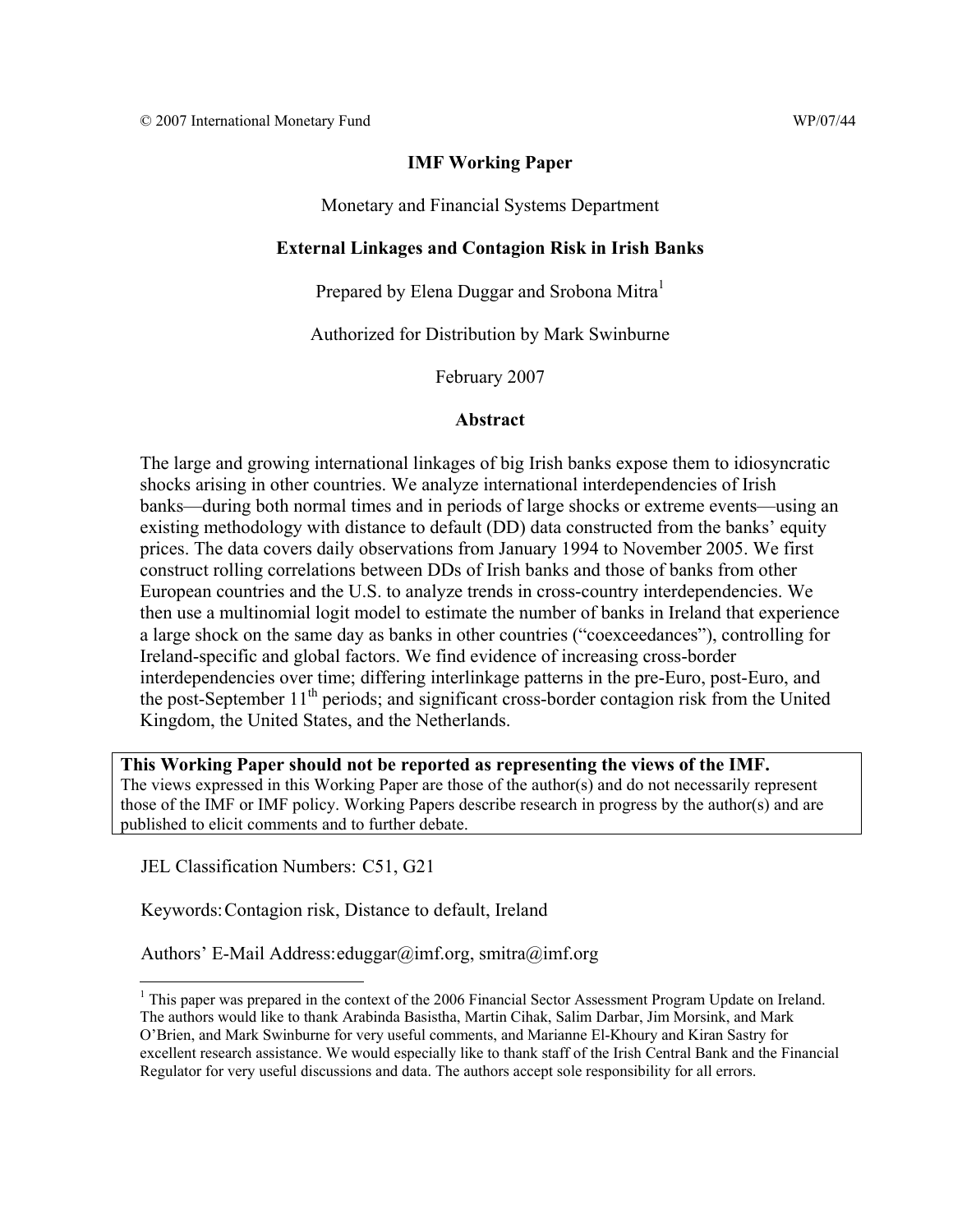© 2007 International Monetary Fund WP/07/44

**IMF Working Paper**

Monetary and Financial Systems Department

**External Linkages and Contagion Risk in Irish Banks**

Prepared by Elena Duggar and Srobona Mitra[1]

Authorized for Distribution by Mark Swinburne

February 2007

**Abstract**

The large and growing international linkages of big Irish banks expose them to idiosyncratic shocks arising in other countries. We analyze international interdependencies of Irish banks—during both normal times and in periods of large shocks or extreme events—using an existing methodology with distance to default (DD) data constructed from the banks' equity prices. The data covers daily observations from January 1994 to November 2005. We first construct rolling correlations between DDs of Irish banks and those of banks from other European countries and the U.S. to analyze trends in cross-country interdependencies. We then use a multinomial logit model to estimate the number of banks in Ireland that experience a large shock on the same day as banks in other countries ("coexceedances"), controlling for Ireland-specific and global factors. We find evidence of increasing cross-border interdependencies over time; differing interlinkage patterns in the pre-Euro, post-Euro, and the post-September 11th periods; and significant cross-border contagion risk from the United Kingdom, the United States, and the Netherlands.

**This Working Paper should not be reported as representing the views of the IMF.**
The views expressed in this Working Paper are those of the author(s) and do not necessarily represent those of the IMF or IMF policy. Working Papers describe research in progress by the author(s) and are published to elicit comments and to further debate.

JEL Classification Numbers: C51, G21

Keywords: Contagion risk, Distance to default, Ireland

Authors' E-Mail Address: eduggar@imf.org, smitra@imf.org

[1] This paper was prepared in the context of the 2006 Financial Sector Assessment Program Update on Ireland. The authors would like to thank Arabinda Basistha, Martin Cihak, Salim Darbar, Jim Morsink, and Mark O'Brien, and Mark Swinburne for very useful comments, and Marianne El-Khoury and Kiran Sastry for excellent research assistance. We would especially like to thank staff of the Irish Central Bank and the Financial Regulator for very useful discussions and data. The authors accept sole responsibility for all errors.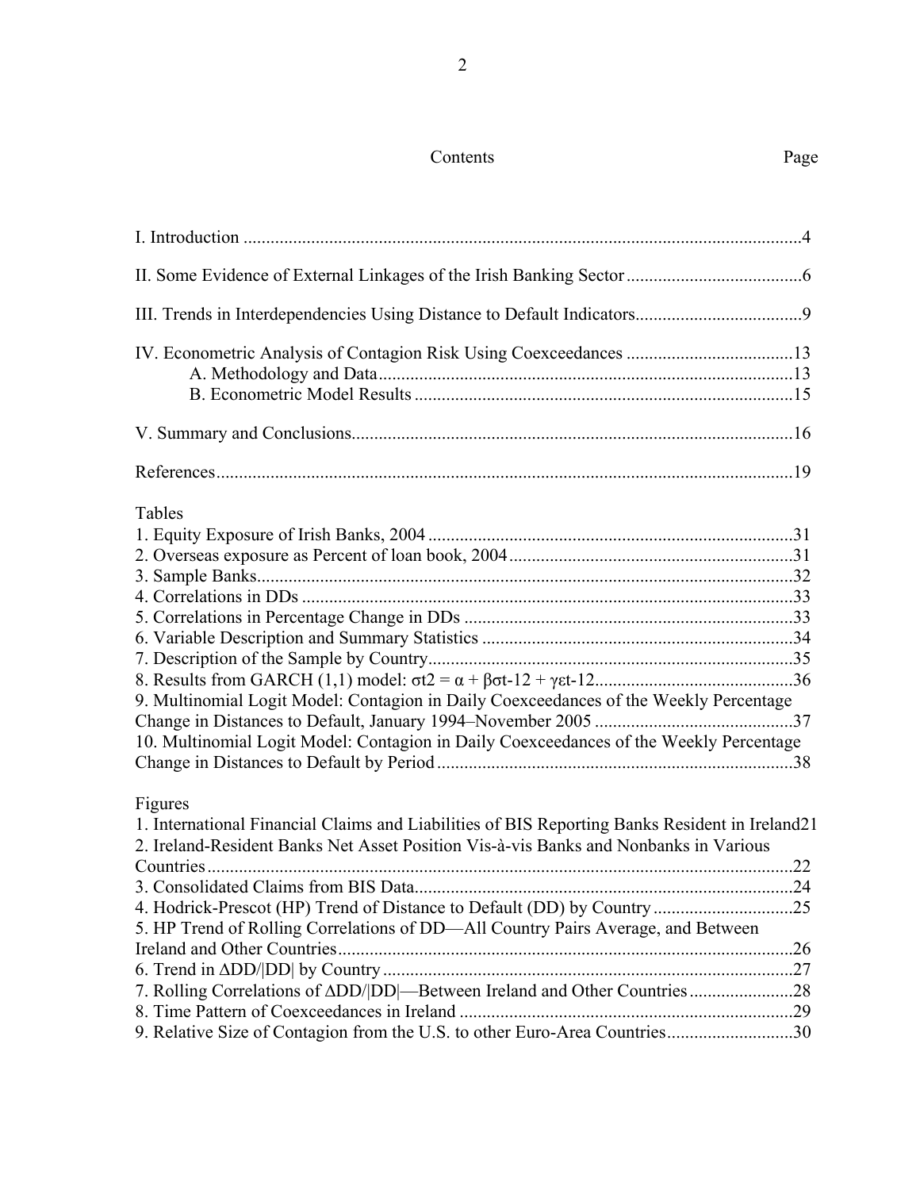Contents Page

I. Introduction ....................................................................................................................4

II. Some Evidence of External Linkages of the Irish Banking Sector ......................................6

III. Trends in Interdependencies Using Distance to Default Indicators....................................9

IV. Econometric Analysis of Contagion Risk Using Coexceedances .....................................13
    A. Methodology and Data...........................................................................................13
    B. Econometric Model Results ...................................................................................15

V. Summary and Conclusions.................................................................................................16

References...............................................................................................................................19

Tables
1. Equity Exposure of Irish Banks, 2004 ................................................................................31
2. Overseas exposure as Percent of loan book, 2004...............................................................31
3. Sample Banks......................................................................................................................32
4. Correlations in DDs ............................................................................................................33
5. Correlations in Percentage Change in DDs .........................................................................33
6. Variable Description and Summary Statistics .....................................................................34
7. Description of the Sample by Country................................................................................35
8. Results from GARCH (1,1) model: $\sigma t2 = \alpha + \beta\sigma t\text{-}12 + \gamma\varepsilon t\text{-}12$............................................36
9. Multinomial Logit Model: Contagion in Daily Coexceedances of the Weekly Percentage Change in Distances to Default, January 1994–November 2005 ............................................37
10. Multinomial Logit Model: Contagion in Daily Coexceedances of the Weekly Percentage Change in Distances to Default by Period ..............................................................................38

Figures
1. International Financial Claims and Liabilities of BIS Reporting Banks Resident in Ireland21
2. Ireland-Resident Banks Net Asset Position Vis-à-vis Banks and Nonbanks in Various Countries................................................................................................................................22
3. Consolidated Claims from BIS Data...................................................................................24
4. Hodrick-Prescot (HP) Trend of Distance to Default (DD) by Country ..............................25
5. HP Trend of Rolling Correlations of DD—All Country Pairs Average, and Between Ireland and Other Countries....................................................................................................26
6. Trend in ΔDD/|DD| by Country ..........................................................................................27
7. Rolling Correlations of ΔDD/|DD|—Between Ireland and Other Countries.......................28
8. Time Pattern of Coexceedances in Ireland .........................................................................29
9. Relative Size of Contagion from the U.S. to other Euro-Area Countries............................30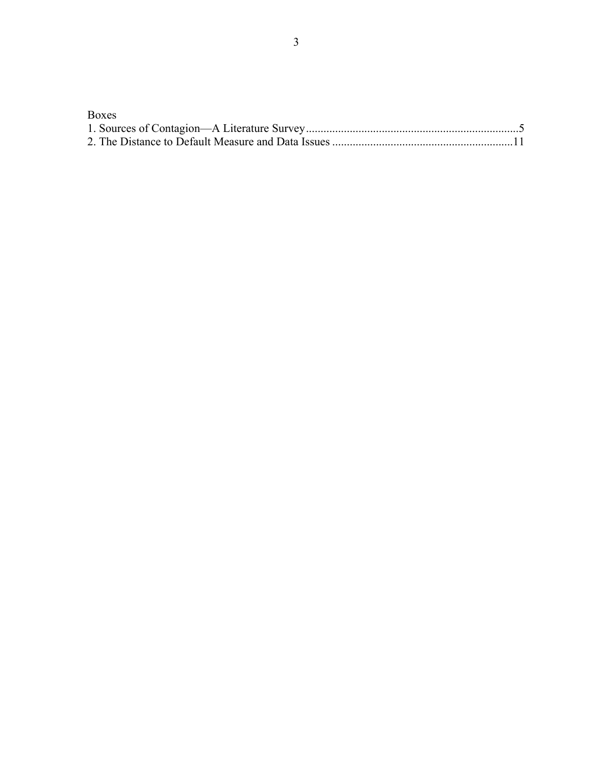Boxes

1. Sources of Contagion—A Literature Survey........................................................................5
2. The Distance to Default Measure and Data Issues .............................................................11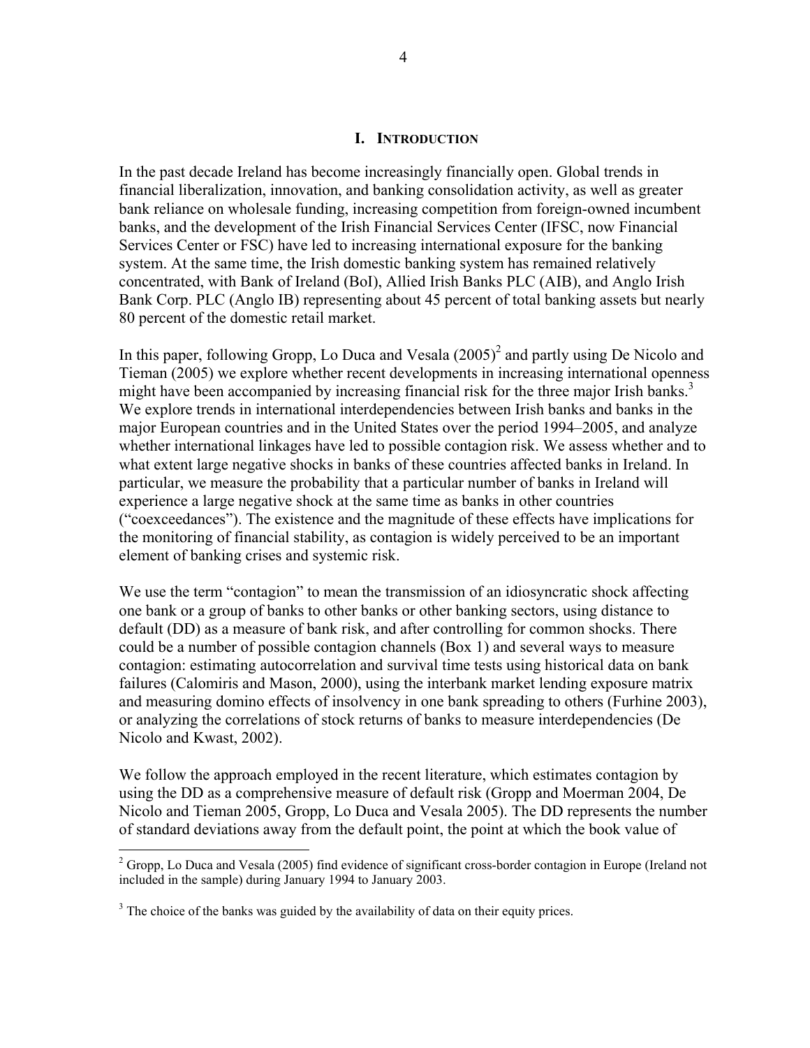## I. Introduction

In the past decade Ireland has become increasingly financially open. Global trends in financial liberalization, innovation, and banking consolidation activity, as well as greater bank reliance on wholesale funding, increasing competition from foreign-owned incumbent banks, and the development of the Irish Financial Services Center (IFSC, now Financial Services Center or FSC) have led to increasing international exposure for the banking system. At the same time, the Irish domestic banking system has remained relatively concentrated, with Bank of Ireland (BoI), Allied Irish Banks PLC (AIB), and Anglo Irish Bank Corp. PLC (Anglo IB) representing about 45 percent of total banking assets but nearly 80 percent of the domestic retail market.

In this paper, following Gropp, Lo Duca and Vesala (2005)[2] and partly using De Nicolo and Tieman (2005) we explore whether recent developments in increasing international openness might have been accompanied by increasing financial risk for the three major Irish banks.[3] We explore trends in international interdependencies between Irish banks and banks in the major European countries and in the United States over the period 1994–2005, and analyze whether international linkages have led to possible contagion risk. We assess whether and to what extent large negative shocks in banks of these countries affected banks in Ireland. In particular, we measure the probability that a particular number of banks in Ireland will experience a large negative shock at the same time as banks in other countries ("coexceedances"). The existence and the magnitude of these effects have implications for the monitoring of financial stability, as contagion is widely perceived to be an important element of banking crises and systemic risk.

We use the term "contagion" to mean the transmission of an idiosyncratic shock affecting one bank or a group of banks to other banks or other banking sectors, using distance to default (DD) as a measure of bank risk, and after controlling for common shocks. There could be a number of possible contagion channels (Box 1) and several ways to measure contagion: estimating autocorrelation and survival time tests using historical data on bank failures (Calomiris and Mason, 2000), using the interbank market lending exposure matrix and measuring domino effects of insolvency in one bank spreading to others (Furhine 2003), or analyzing the correlations of stock returns of banks to measure interdependencies (De Nicolo and Kwast, 2002).

We follow the approach employed in the recent literature, which estimates contagion by using the DD as a comprehensive measure of default risk (Gropp and Moerman 2004, De Nicolo and Tieman 2005, Gropp, Lo Duca and Vesala 2005). The DD represents the number of standard deviations away from the default point, the point at which the book value of

---

[2] Gropp, Lo Duca and Vesala (2005) find evidence of significant cross-border contagion in Europe (Ireland not included in the sample) during January 1994 to January 2003.

[3] The choice of the banks was guided by the availability of data on their equity prices.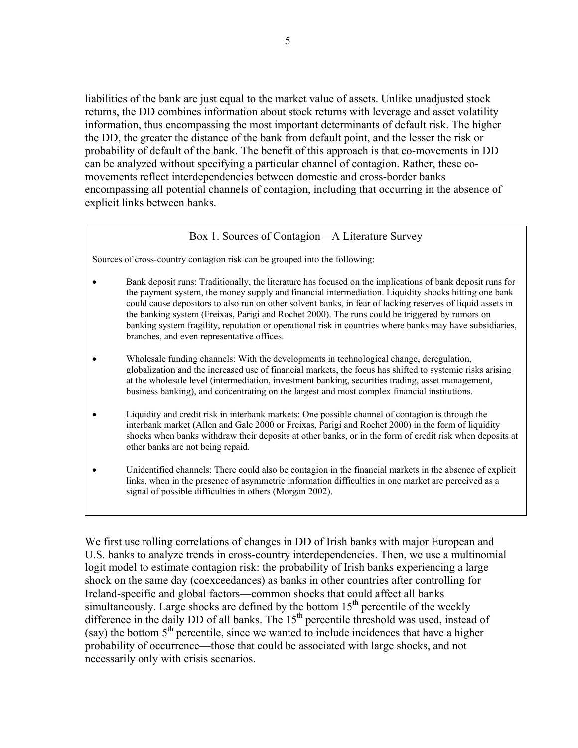liabilities of the bank are just equal to the market value of assets. Unlike unadjusted stock returns, the DD combines information about stock returns with leverage and asset volatility information, thus encompassing the most important determinants of default risk. The higher the DD, the greater the distance of the bank from default point, and the lesser the risk or probability of default of the bank. The benefit of this approach is that co-movements in DD can be analyzed without specifying a particular channel of contagion. Rather, these co-movements reflect interdependencies between domestic and cross-border banks encompassing all potential channels of contagion, including that occurring in the absence of explicit links between banks.

### Box 1. Sources of Contagion—A Literature Survey

Sources of cross-country contagion risk can be grouped into the following:

- Bank deposit runs: Traditionally, the literature has focused on the implications of bank deposit runs for the payment system, the money supply and financial intermediation. Liquidity shocks hitting one bank could cause depositors to also run on other solvent banks, in fear of lacking reserves of liquid assets in the banking system (Freixas, Parigi and Rochet 2000). The runs could be triggered by rumors on banking system fragility, reputation or operational risk in countries where banks may have subsidiaries, branches, and even representative offices.
- Wholesale funding channels: With the developments in technological change, deregulation, globalization and the increased use of financial markets, the focus has shifted to systemic risks arising at the wholesale level (intermediation, investment banking, securities trading, asset management, business banking), and concentrating on the largest and most complex financial institutions.
- Liquidity and credit risk in interbank markets: One possible channel of contagion is through the interbank market (Allen and Gale 2000 or Freixas, Parigi and Rochet 2000) in the form of liquidity shocks when banks withdraw their deposits at other banks, or in the form of credit risk when deposits at other banks are not being repaid.
- Unidentified channels: There could also be contagion in the financial markets in the absence of explicit links, when in the presence of asymmetric information difficulties in one market are perceived as a signal of possible difficulties in others (Morgan 2002).

We first use rolling correlations of changes in DD of Irish banks with major European and U.S. banks to analyze trends in cross-country interdependencies. Then, we use a multinomial logit model to estimate contagion risk: the probability of Irish banks experiencing a large shock on the same day (coexceedances) as banks in other countries after controlling for Ireland-specific and global factors—common shocks that could affect all banks simultaneously. Large shocks are defined by the bottom 15$^{th}$ percentile of the weekly difference in the daily DD of all banks. The 15$^{th}$ percentile threshold was used, instead of (say) the bottom 5$^{th}$ percentile, since we wanted to include incidences that have a higher probability of occurrence—those that could be associated with large shocks, and not necessarily only with crisis scenarios.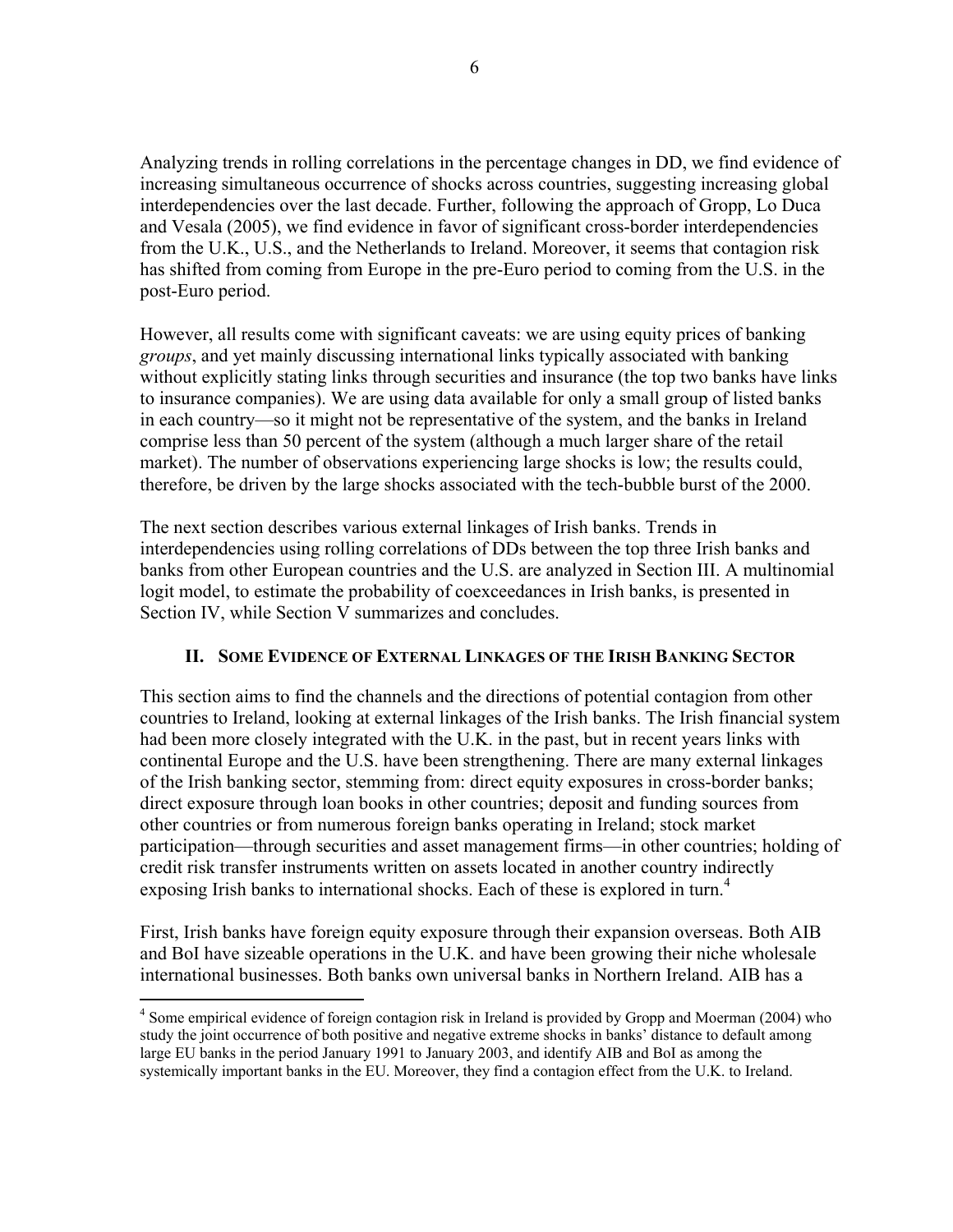Analyzing trends in rolling correlations in the percentage changes in DD, we find evidence of increasing simultaneous occurrence of shocks across countries, suggesting increasing global interdependencies over the last decade. Further, following the approach of Gropp, Lo Duca and Vesala (2005), we find evidence in favor of significant cross-border interdependencies from the U.K., U.S., and the Netherlands to Ireland. Moreover, it seems that contagion risk has shifted from coming from Europe in the pre-Euro period to coming from the U.S. in the post-Euro period.

However, all results come with significant caveats: we are using equity prices of banking *groups*, and yet mainly discussing international links typically associated with banking without explicitly stating links through securities and insurance (the top two banks have links to insurance companies). We are using data available for only a small group of listed banks in each country—so it might not be representative of the system, and the banks in Ireland comprise less than 50 percent of the system (although a much larger share of the retail market). The number of observations experiencing large shocks is low; the results could, therefore, be driven by the large shocks associated with the tech-bubble burst of the 2000.

The next section describes various external linkages of Irish banks. Trends in interdependencies using rolling correlations of DDs between the top three Irish banks and banks from other European countries and the U.S. are analyzed in Section III. A multinomial logit model, to estimate the probability of coexceedances in Irish banks, is presented in Section IV, while Section V summarizes and concludes.

## II. Some Evidence of External Linkages of the Irish Banking Sector

This section aims to find the channels and the directions of potential contagion from other countries to Ireland, looking at external linkages of the Irish banks. The Irish financial system had been more closely integrated with the U.K. in the past, but in recent years links with continental Europe and the U.S. have been strengthening. There are many external linkages of the Irish banking sector, stemming from: direct equity exposures in cross-border banks; direct exposure through loan books in other countries; deposit and funding sources from other countries or from numerous foreign banks operating in Ireland; stock market participation—through securities and asset management firms—in other countries; holding of credit risk transfer instruments written on assets located in another country indirectly exposing Irish banks to international shocks. Each of these is explored in turn.[4]

First, Irish banks have foreign equity exposure through their expansion overseas. Both AIB and BoI have sizeable operations in the U.K. and have been growing their niche wholesale international businesses. Both banks own universal banks in Northern Ireland. AIB has a

[4] Some empirical evidence of foreign contagion risk in Ireland is provided by Gropp and Moerman (2004) who study the joint occurrence of both positive and negative extreme shocks in banks' distance to default among large EU banks in the period January 1991 to January 2003, and identify AIB and BoI as among the systemically important banks in the EU. Moreover, they find a contagion effect from the U.K. to Ireland.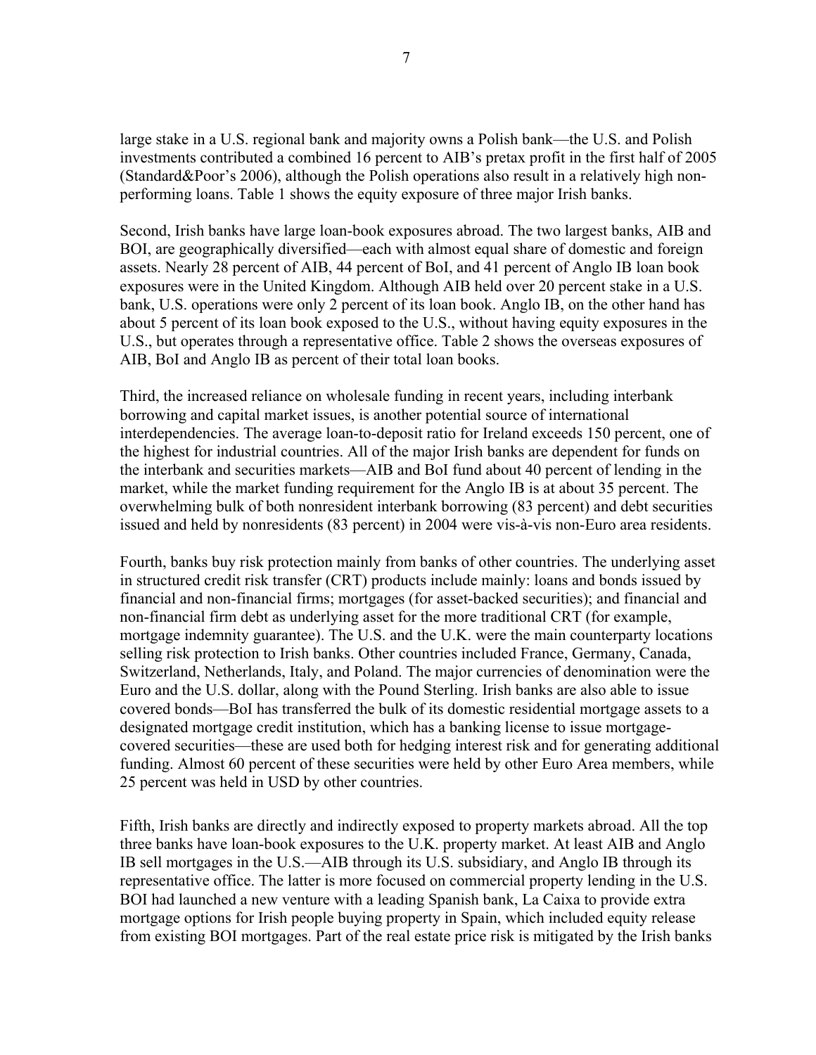large stake in a U.S. regional bank and majority owns a Polish bank—the U.S. and Polish investments contributed a combined 16 percent to AIB's pretax profit in the first half of 2005 (Standard&Poor's 2006), although the Polish operations also result in a relatively high non-performing loans. Table 1 shows the equity exposure of three major Irish banks.

Second, Irish banks have large loan-book exposures abroad. The two largest banks, AIB and BOI, are geographically diversified—each with almost equal share of domestic and foreign assets. Nearly 28 percent of AIB, 44 percent of BoI, and 41 percent of Anglo IB loan book exposures were in the United Kingdom. Although AIB held over 20 percent stake in a U.S. bank, U.S. operations were only 2 percent of its loan book. Anglo IB, on the other hand has about 5 percent of its loan book exposed to the U.S., without having equity exposures in the U.S., but operates through a representative office. Table 2 shows the overseas exposures of AIB, BoI and Anglo IB as percent of their total loan books.

Third, the increased reliance on wholesale funding in recent years, including interbank borrowing and capital market issues, is another potential source of international interdependencies. The average loan-to-deposit ratio for Ireland exceeds 150 percent, one of the highest for industrial countries. All of the major Irish banks are dependent for funds on the interbank and securities markets—AIB and BoI fund about 40 percent of lending in the market, while the market funding requirement for the Anglo IB is at about 35 percent. The overwhelming bulk of both nonresident interbank borrowing (83 percent) and debt securities issued and held by nonresidents (83 percent) in 2004 were vis-à-vis non-Euro area residents.

Fourth, banks buy risk protection mainly from banks of other countries. The underlying asset in structured credit risk transfer (CRT) products include mainly: loans and bonds issued by financial and non-financial firms; mortgages (for asset-backed securities); and financial and non-financial firm debt as underlying asset for the more traditional CRT (for example, mortgage indemnity guarantee). The U.S. and the U.K. were the main counterparty locations selling risk protection to Irish banks. Other countries included France, Germany, Canada, Switzerland, Netherlands, Italy, and Poland. The major currencies of denomination were the Euro and the U.S. dollar, along with the Pound Sterling. Irish banks are also able to issue covered bonds—BoI has transferred the bulk of its domestic residential mortgage assets to a designated mortgage credit institution, which has a banking license to issue mortgage-covered securities—these are used both for hedging interest risk and for generating additional funding. Almost 60 percent of these securities were held by other Euro Area members, while 25 percent was held in USD by other countries.

Fifth, Irish banks are directly and indirectly exposed to property markets abroad. All the top three banks have loan-book exposures to the U.K. property market. At least AIB and Anglo IB sell mortgages in the U.S.—AIB through its U.S. subsidiary, and Anglo IB through its representative office. The latter is more focused on commercial property lending in the U.S. BOI had launched a new venture with a leading Spanish bank, La Caixa to provide extra mortgage options for Irish people buying property in Spain, which included equity release from existing BOI mortgages. Part of the real estate price risk is mitigated by the Irish banks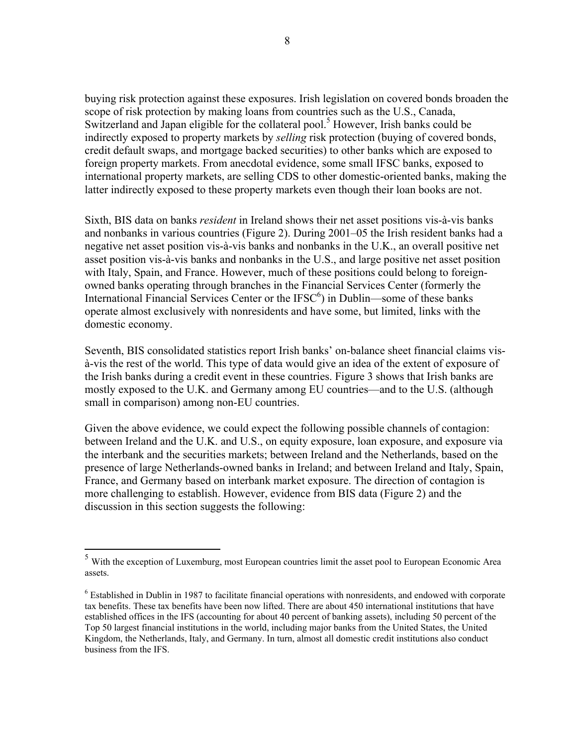buying risk protection against these exposures. Irish legislation on covered bonds broaden the scope of risk protection by making loans from countries such as the U.S., Canada, Switzerland and Japan eligible for the collateral pool.[5] However, Irish banks could be indirectly exposed to property markets by *selling* risk protection (buying of covered bonds, credit default swaps, and mortgage backed securities) to other banks which are exposed to foreign property markets. From anecdotal evidence, some small IFSC banks, exposed to international property markets, are selling CDS to other domestic-oriented banks, making the latter indirectly exposed to these property markets even though their loan books are not.

Sixth, BIS data on banks *resident* in Ireland shows their net asset positions vis-à-vis banks and nonbanks in various countries (Figure 2). During 2001–05 the Irish resident banks had a negative net asset position vis-à-vis banks and nonbanks in the U.K., an overall positive net asset position vis-à-vis banks and nonbanks in the U.S., and large positive net asset position with Italy, Spain, and France. However, much of these positions could belong to foreign-owned banks operating through branches in the Financial Services Center (formerly the International Financial Services Center or the IFSC[6]) in Dublin—some of these banks operate almost exclusively with nonresidents and have some, but limited, links with the domestic economy.

Seventh, BIS consolidated statistics report Irish banks' on-balance sheet financial claims vis-à-vis the rest of the world. This type of data would give an idea of the extent of exposure of the Irish banks during a credit event in these countries. Figure 3 shows that Irish banks are mostly exposed to the U.K. and Germany among EU countries—and to the U.S. (although small in comparison) among non-EU countries.

Given the above evidence, we could expect the following possible channels of contagion: between Ireland and the U.K. and U.S., on equity exposure, loan exposure, and exposure via the interbank and the securities markets; between Ireland and the Netherlands, based on the presence of large Netherlands-owned banks in Ireland; and between Ireland and Italy, Spain, France, and Germany based on interbank market exposure. The direction of contagion is more challenging to establish. However, evidence from BIS data (Figure 2) and the discussion in this section suggests the following:

---

[5] With the exception of Luxemburg, most European countries limit the asset pool to European Economic Area assets.

[6] Established in Dublin in 1987 to facilitate financial operations with nonresidents, and endowed with corporate tax benefits. These tax benefits have been now lifted. There are about 450 international institutions that have established offices in the IFS (accounting for about 40 percent of banking assets), including 50 percent of the Top 50 largest financial institutions in the world, including major banks from the United States, the United Kingdom, the Netherlands, Italy, and Germany. In turn, almost all domestic credit institutions also conduct business from the IFS.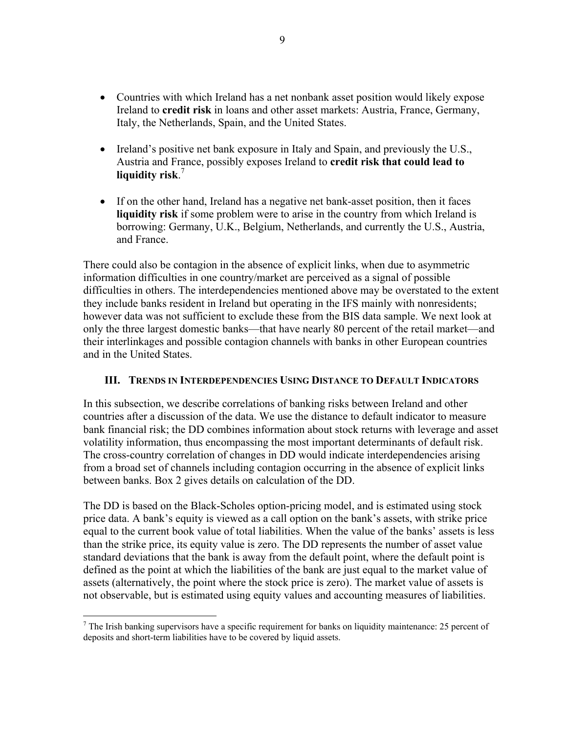- Countries with which Ireland has a net nonbank asset position would likely expose Ireland to **credit risk** in loans and other asset markets: Austria, France, Germany, Italy, the Netherlands, Spain, and the United States.

- Ireland's positive net bank exposure in Italy and Spain, and previously the U.S., Austria and France, possibly exposes Ireland to **credit risk that could lead to liquidity risk**.[7]

- If on the other hand, Ireland has a negative net bank-asset position, then it faces **liquidity risk** if some problem were to arise in the country from which Ireland is borrowing: Germany, U.K., Belgium, Netherlands, and currently the U.S., Austria, and France.

There could also be contagion in the absence of explicit links, when due to asymmetric information difficulties in one country/market are perceived as a signal of possible difficulties in others. The interdependencies mentioned above may be overstated to the extent they include banks resident in Ireland but operating in the IFS mainly with nonresidents; however data was not sufficient to exclude these from the BIS data sample. We next look at only the three largest domestic banks—that have nearly 80 percent of the retail market—and their interlinkages and possible contagion channels with banks in other European countries and in the United States.

## III. Trends in Interdependencies Using Distance to Default Indicators

In this subsection, we describe correlations of banking risks between Ireland and other countries after a discussion of the data. We use the distance to default indicator to measure bank financial risk; the DD combines information about stock returns with leverage and asset volatility information, thus encompassing the most important determinants of default risk. The cross-country correlation of changes in DD would indicate interdependencies arising from a broad set of channels including contagion occurring in the absence of explicit links between banks. Box 2 gives details on calculation of the DD.

The DD is based on the Black-Scholes option-pricing model, and is estimated using stock price data. A bank's equity is viewed as a call option on the bank's assets, with strike price equal to the current book value of total liabilities. When the value of the banks' assets is less than the strike price, its equity value is zero. The DD represents the number of asset value standard deviations that the bank is away from the default point, where the default point is defined as the point at which the liabilities of the bank are just equal to the market value of assets (alternatively, the point where the stock price is zero). The market value of assets is not observable, but is estimated using equity values and accounting measures of liabilities.

[7] The Irish banking supervisors have a specific requirement for banks on liquidity maintenance: 25 percent of deposits and short-term liabilities have to be covered by liquid assets.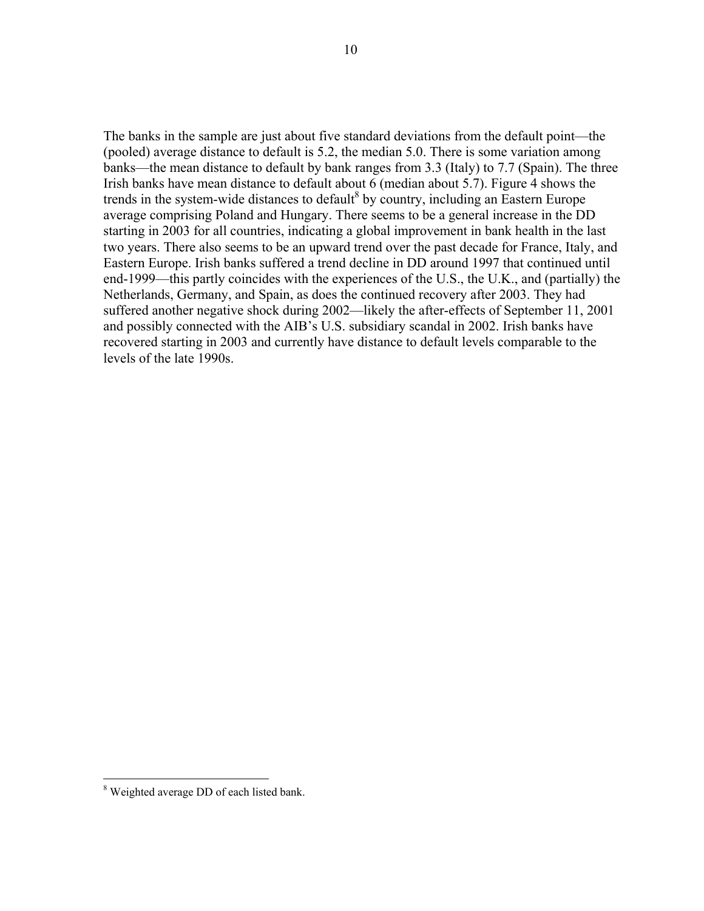The banks in the sample are just about five standard deviations from the default point—the (pooled) average distance to default is 5.2, the median 5.0. There is some variation among banks—the mean distance to default by bank ranges from 3.3 (Italy) to 7.7 (Spain). The three Irish banks have mean distance to default about 6 (median about 5.7). Figure 4 shows the trends in the system-wide distances to default[8] by country, including an Eastern Europe average comprising Poland and Hungary. There seems to be a general increase in the DD starting in 2003 for all countries, indicating a global improvement in bank health in the last two years. There also seems to be an upward trend over the past decade for France, Italy, and Eastern Europe. Irish banks suffered a trend decline in DD around 1997 that continued until end-1999—this partly coincides with the experiences of the U.S., the U.K., and (partially) the Netherlands, Germany, and Spain, as does the continued recovery after 2003. They had suffered another negative shock during 2002—likely the after-effects of September 11, 2001 and possibly connected with the AIB's U.S. subsidiary scandal in 2002. Irish banks have recovered starting in 2003 and currently have distance to default levels comparable to the levels of the late 1990s.

[8] Weighted average DD of each listed bank.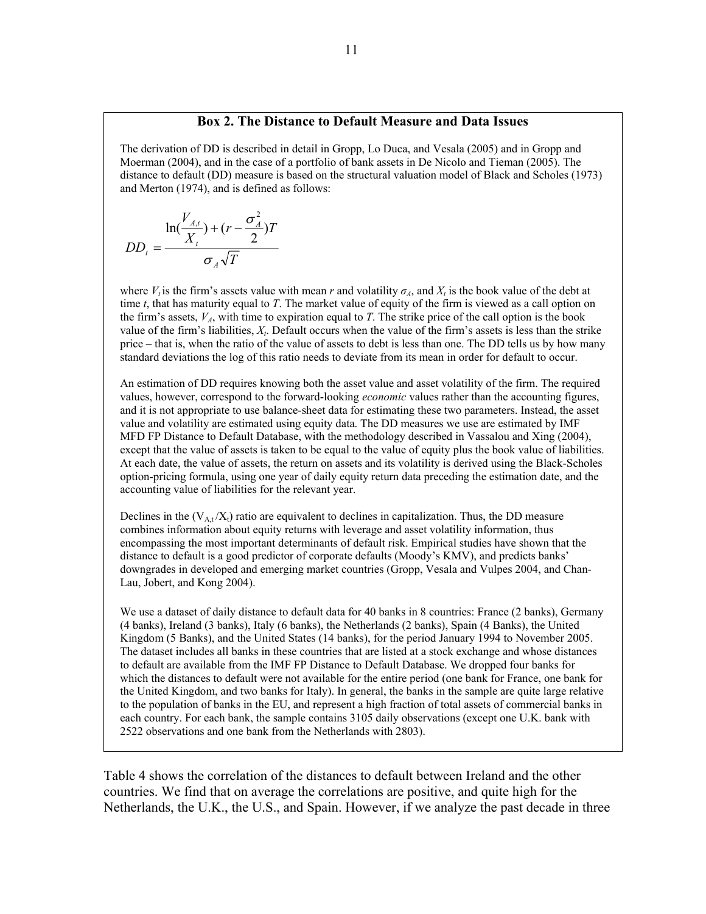### Box 2. The Distance to Default Measure and Data Issues

The derivation of DD is described in detail in Gropp, Lo Duca, and Vesala (2005) and in Gropp and Moerman (2004), and in the case of a portfolio of bank assets in De Nicolo and Tieman (2005). The distance to default (DD) measure is based on the structural valuation model of Black and Scholes (1973) and Merton (1974), and is defined as follows:

$$DD_t = \frac{\ln(\frac{V_{A,t}}{X_t}) + (r - \frac{\sigma_A^2}{2})T}{\sigma_A \sqrt{T}}$$

where $V_t$ is the firm's assets value with mean $r$ and volatility $\sigma_A$, and $X_t$ is the book value of the debt at time $t$, that has maturity equal to $T$. The market value of equity of the firm is viewed as a call option on the firm's assets, $V_A$, with time to expiration equal to $T$. The strike price of the call option is the book value of the firm's liabilities, $X_t$. Default occurs when the value of the firm's assets is less than the strike price – that is, when the ratio of the value of assets to debt is less than one. The DD tells us by how many standard deviations the log of this ratio needs to deviate from its mean in order for default to occur.

An estimation of DD requires knowing both the asset value and asset volatility of the firm. The required values, however, correspond to the forward-looking *economic* values rather than the accounting figures, and it is not appropriate to use balance-sheet data for estimating these two parameters. Instead, the asset value and volatility are estimated using equity data. The DD measures we use are estimated by IMF MFD FP Distance to Default Database, with the methodology described in Vassalou and Xing (2004), except that the value of assets is taken to be equal to the value of equity plus the book value of liabilities. At each date, the value of assets, the return on assets and its volatility is derived using the Black-Scholes option-pricing formula, using one year of daily equity return data preceding the estimation date, and the accounting value of liabilities for the relevant year.

Declines in the ($V_{A,t}/X_t$) ratio are equivalent to declines in capitalization. Thus, the DD measure combines information about equity returns with leverage and asset volatility information, thus encompassing the most important determinants of default risk. Empirical studies have shown that the distance to default is a good predictor of corporate defaults (Moody's KMV), and predicts banks' downgrades in developed and emerging market countries (Gropp, Vesala and Vulpes 2004, and Chan-Lau, Jobert, and Kong 2004).

We use a dataset of daily distance to default data for 40 banks in 8 countries: France (2 banks), Germany (4 banks), Ireland (3 banks), Italy (6 banks), the Netherlands (2 banks), Spain (4 Banks), the United Kingdom (5 Banks), and the United States (14 banks), for the period January 1994 to November 2005. The dataset includes all banks in these countries that are listed at a stock exchange and whose distances to default are available from the IMF FP Distance to Default Database. We dropped four banks for which the distances to default were not available for the entire period (one bank for France, one bank for the United Kingdom, and two banks for Italy). In general, the banks in the sample are quite large relative to the population of banks in the EU, and represent a high fraction of total assets of commercial banks in each country. For each bank, the sample contains 3105 daily observations (except one U.K. bank with 2522 observations and one bank from the Netherlands with 2803).

Table 4 shows the correlation of the distances to default between Ireland and the other countries. We find that on average the correlations are positive, and quite high for the Netherlands, the U.K., the U.S., and Spain. However, if we analyze the past decade in three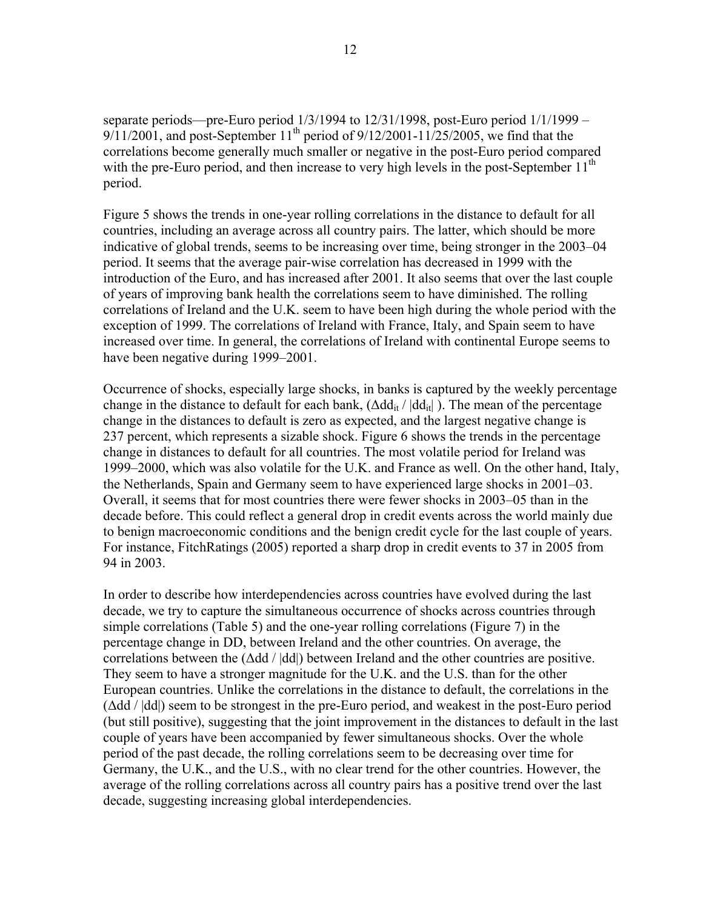separate periods—pre-Euro period 1/3/1994 to 12/31/1998, post-Euro period 1/1/1999 – 9/11/2001, and post-September 11th period of 9/12/2001-11/25/2005, we find that the correlations become generally much smaller or negative in the post-Euro period compared with the pre-Euro period, and then increase to very high levels in the post-September 11th period.

Figure 5 shows the trends in one-year rolling correlations in the distance to default for all countries, including an average across all country pairs. The latter, which should be more indicative of global trends, seems to be increasing over time, being stronger in the 2003–04 period. It seems that the average pair-wise correlation has decreased in 1999 with the introduction of the Euro, and has increased after 2001. It also seems that over the last couple of years of improving bank health the correlations seem to have diminished. The rolling correlations of Ireland and the U.K. seem to have been high during the whole period with the exception of 1999. The correlations of Ireland with France, Italy, and Spain seem to have increased over time. In general, the correlations of Ireland with continental Europe seems to have been negative during 1999–2001.

Occurrence of shocks, especially large shocks, in banks is captured by the weekly percentage change in the distance to default for each bank, ($\Delta dd_{it} / |dd_{it}|$ ). The mean of the percentage change in the distances to default is zero as expected, and the largest negative change is 237 percent, which represents a sizable shock. Figure 6 shows the trends in the percentage change in distances to default for all countries. The most volatile period for Ireland was 1999–2000, which was also volatile for the U.K. and France as well. On the other hand, Italy, the Netherlands, Spain and Germany seem to have experienced large shocks in 2001–03. Overall, it seems that for most countries there were fewer shocks in 2003–05 than in the decade before. This could reflect a general drop in credit events across the world mainly due to benign macroeconomic conditions and the benign credit cycle for the last couple of years. For instance, FitchRatings (2005) reported a sharp drop in credit events to 37 in 2005 from 94 in 2003.

In order to describe how interdependencies across countries have evolved during the last decade, we try to capture the simultaneous occurrence of shocks across countries through simple correlations (Table 5) and the one-year rolling correlations (Figure 7) in the percentage change in DD, between Ireland and the other countries. On average, the correlations between the ($\Delta dd / |dd|$) between Ireland and the other countries are positive. They seem to have a stronger magnitude for the U.K. and the U.S. than for the other European countries. Unlike the correlations in the distance to default, the correlations in the ($\Delta dd / |dd|$) seem to be strongest in the pre-Euro period, and weakest in the post-Euro period (but still positive), suggesting that the joint improvement in the distances to default in the last couple of years have been accompanied by fewer simultaneous shocks. Over the whole period of the past decade, the rolling correlations seem to be decreasing over time for Germany, the U.K., and the U.S., with no clear trend for the other countries. However, the average of the rolling correlations across all country pairs has a positive trend over the last decade, suggesting increasing global interdependencies.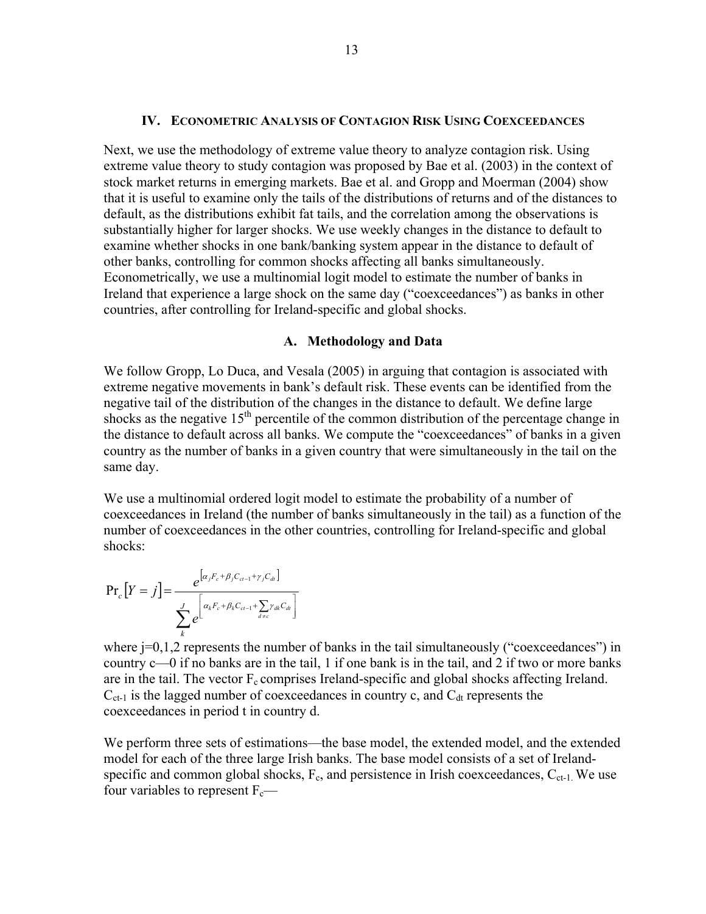## IV. Econometric Analysis of Contagion Risk Using Coexceedances

Next, we use the methodology of extreme value theory to analyze contagion risk. Using extreme value theory to study contagion was proposed by Bae et al. (2003) in the context of stock market returns in emerging markets. Bae et al. and Gropp and Moerman (2004) show that it is useful to examine only the tails of the distributions of returns and of the distances to default, as the distributions exhibit fat tails, and the correlation among the observations is substantially higher for larger shocks. We use weekly changes in the distance to default to examine whether shocks in one bank/banking system appear in the distance to default of other banks, controlling for common shocks affecting all banks simultaneously. Econometrically, we use a multinomial logit model to estimate the number of banks in Ireland that experience a large shock on the same day ("coexceedances") as banks in other countries, after controlling for Ireland-specific and global shocks.

### A. Methodology and Data

We follow Gropp, Lo Duca, and Vesala (2005) in arguing that contagion is associated with extreme negative movements in bank's default risk. These events can be identified from the negative tail of the distribution of the changes in the distance to default. We define large shocks as the negative 15th percentile of the common distribution of the percentage change in the distance to default across all banks. We compute the "coexceedances" of banks in a given country as the number of banks in a given country that were simultaneously in the tail on the same day.

We use a multinomial ordered logit model to estimate the probability of a number of coexceedances in Ireland (the number of banks simultaneously in the tail) as a function of the number of coexceedances in the other countries, controlling for Ireland-specific and global shocks:

$$\Pr_c[Y = j] = \frac{e^{\left[\alpha_j F_c + \beta_j C_{ct-1} + \gamma_j C_{dt}\right]}}{\sum_k^J e^{\left[\alpha_k F_c + \beta_k C_{ct-1} + \sum_{d \neq c} \gamma_{dk} C_{dt}\right]}}$$

where j=0,1,2 represents the number of banks in the tail simultaneously ("coexceedances") in country c—0 if no banks are in the tail, 1 if one bank is in the tail, and 2 if two or more banks are in the tail. The vector $F_c$ comprises Ireland-specific and global shocks affecting Ireland. $C_{ct-1}$ is the lagged number of coexceedances in country c, and $C_{dt}$ represents the coexceedances in period t in country d.

We perform three sets of estimations—the base model, the extended model, and the extended model for each of the three large Irish banks. The base model consists of a set of Ireland-specific and common global shocks, $F_c$, and persistence in Irish coexceedances, $C_{ct-1}$. We use four variables to represent $F_c$—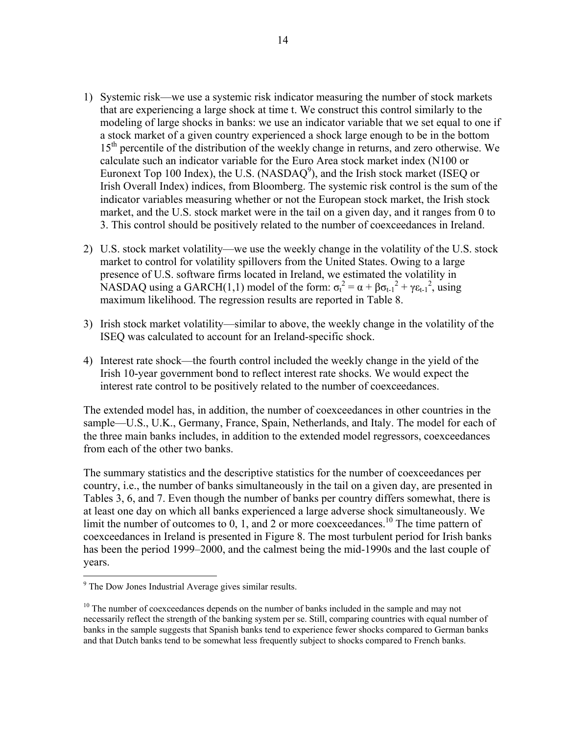1) Systemic risk—we use a systemic risk indicator measuring the number of stock markets that are experiencing a large shock at time t. We construct this control similarly to the modeling of large shocks in banks: we use an indicator variable that we set equal to one if a stock market of a given country experienced a shock large enough to be in the bottom 15th percentile of the distribution of the weekly change in returns, and zero otherwise. We calculate such an indicator variable for the Euro Area stock market index (N100 or Euronext Top 100 Index), the U.S. (NASDAQ[9]), and the Irish stock market (ISEQ or Irish Overall Index) indices, from Bloomberg. The systemic risk control is the sum of the indicator variables measuring whether or not the European stock market, the Irish stock market, and the U.S. stock market were in the tail on a given day, and it ranges from 0 to 3. This control should be positively related to the number of coexceedances in Ireland.

2) U.S. stock market volatility—we use the weekly change in the volatility of the U.S. stock market to control for volatility spillovers from the United States. Owing to a large presence of U.S. software firms located in Ireland, we estimated the volatility in NASDAQ using a GARCH(1,1) model of the form: $\sigma_t^2 = \alpha + \beta\sigma_{t-1}^2 + \gamma\varepsilon_{t-1}^2$, using maximum likelihood. The regression results are reported in Table 8.

3) Irish stock market volatility—similar to above, the weekly change in the volatility of the ISEQ was calculated to account for an Ireland-specific shock.

4) Interest rate shock—the fourth control included the weekly change in the yield of the Irish 10-year government bond to reflect interest rate shocks. We would expect the interest rate control to be positively related to the number of coexceedances.

The extended model has, in addition, the number of coexceedances in other countries in the sample—U.S., U.K., Germany, France, Spain, Netherlands, and Italy. The model for each of the three main banks includes, in addition to the extended model regressors, coexceedances from each of the other two banks.

The summary statistics and the descriptive statistics for the number of coexceedances per country, i.e., the number of banks simultaneously in the tail on a given day, are presented in Tables 3, 6, and 7. Even though the number of banks per country differs somewhat, there is at least one day on which all banks experienced a large adverse shock simultaneously. We limit the number of outcomes to 0, 1, and 2 or more coexceedances.[10] The time pattern of coexceedances in Ireland is presented in Figure 8. The most turbulent period for Irish banks has been the period 1999–2000, and the calmest being the mid-1990s and the last couple of years.

---

[9] The Dow Jones Industrial Average gives similar results.

[10] The number of coexceedances depends on the number of banks included in the sample and may not necessarily reflect the strength of the banking system per se. Still, comparing countries with equal number of banks in the sample suggests that Spanish banks tend to experience fewer shocks compared to German banks and that Dutch banks tend to be somewhat less frequently subject to shocks compared to French banks.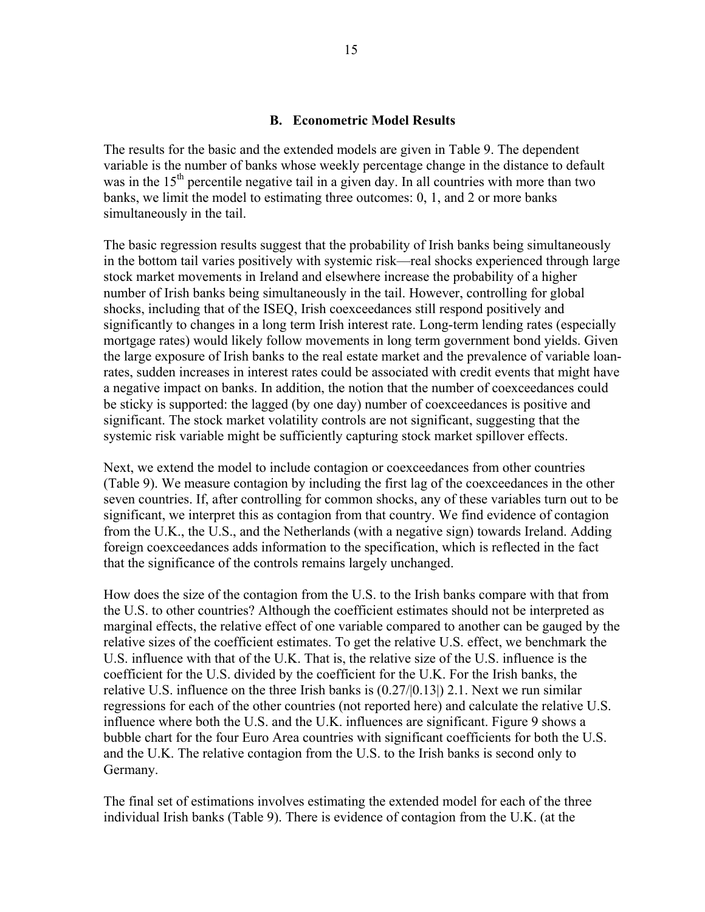### B. Econometric Model Results

The results for the basic and the extended models are given in Table 9. The dependent variable is the number of banks whose weekly percentage change in the distance to default was in the 15[th] percentile negative tail in a given day. In all countries with more than two banks, we limit the model to estimating three outcomes: 0, 1, and 2 or more banks simultaneously in the tail.

The basic regression results suggest that the probability of Irish banks being simultaneously in the bottom tail varies positively with systemic risk—real shocks experienced through large stock market movements in Ireland and elsewhere increase the probability of a higher number of Irish banks being simultaneously in the tail. However, controlling for global shocks, including that of the ISEQ, Irish coexceedances still respond positively and significantly to changes in a long term Irish interest rate. Long-term lending rates (especially mortgage rates) would likely follow movements in long term government bond yields. Given the large exposure of Irish banks to the real estate market and the prevalence of variable loan-rates, sudden increases in interest rates could be associated with credit events that might have a negative impact on banks. In addition, the notion that the number of coexceedances could be sticky is supported: the lagged (by one day) number of coexceedances is positive and significant. The stock market volatility controls are not significant, suggesting that the systemic risk variable might be sufficiently capturing stock market spillover effects.

Next, we extend the model to include contagion or coexceedances from other countries (Table 9). We measure contagion by including the first lag of the coexceedances in the other seven countries. If, after controlling for common shocks, any of these variables turn out to be significant, we interpret this as contagion from that country. We find evidence of contagion from the U.K., the U.S., and the Netherlands (with a negative sign) towards Ireland. Adding foreign coexceedances adds information to the specification, which is reflected in the fact that the significance of the controls remains largely unchanged.

How does the size of the contagion from the U.S. to the Irish banks compare with that from the U.S. to other countries? Although the coefficient estimates should not be interpreted as marginal effects, the relative effect of one variable compared to another can be gauged by the relative sizes of the coefficient estimates. To get the relative U.S. effect, we benchmark the U.S. influence with that of the U.K. That is, the relative size of the U.S. influence is the coefficient for the U.S. divided by the coefficient for the U.K. For the Irish banks, the relative U.S. influence on the three Irish banks is (0.27/|0.13|) 2.1. Next we run similar regressions for each of the other countries (not reported here) and calculate the relative U.S. influence where both the U.S. and the U.K. influences are significant. Figure 9 shows a bubble chart for the four Euro Area countries with significant coefficients for both the U.S. and the U.K. The relative contagion from the U.S. to the Irish banks is second only to Germany.

The final set of estimations involves estimating the extended model for each of the three individual Irish banks (Table 9). There is evidence of contagion from the U.K. (at the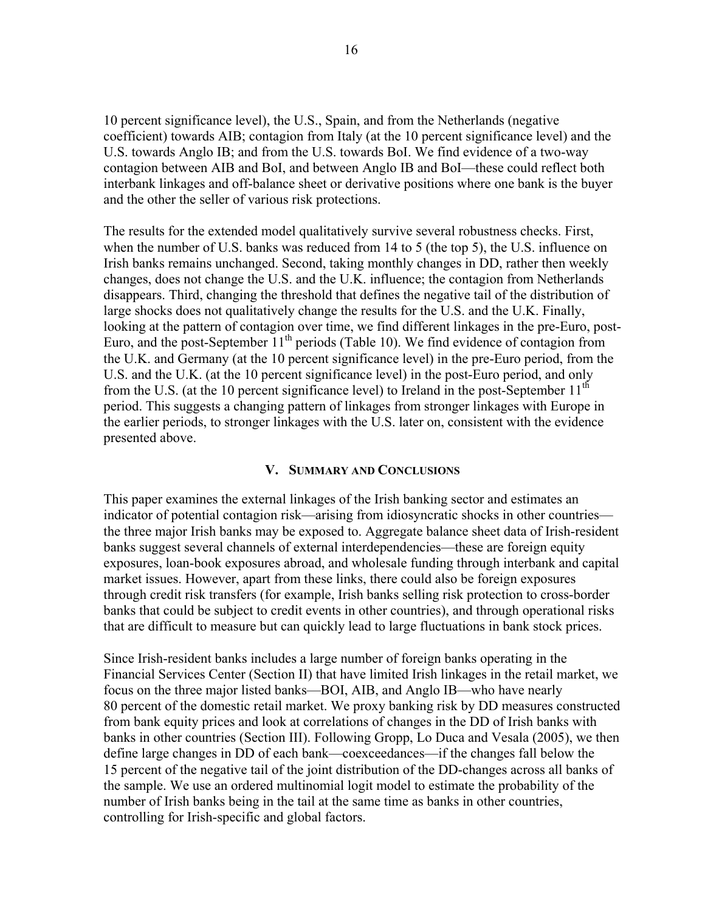10 percent significance level), the U.S., Spain, and from the Netherlands (negative coefficient) towards AIB; contagion from Italy (at the 10 percent significance level) and the U.S. towards Anglo IB; and from the U.S. towards BoI. We find evidence of a two-way contagion between AIB and BoI, and between Anglo IB and BoI—these could reflect both interbank linkages and off-balance sheet or derivative positions where one bank is the buyer and the other the seller of various risk protections.

The results for the extended model qualitatively survive several robustness checks. First, when the number of U.S. banks was reduced from 14 to 5 (the top 5), the U.S. influence on Irish banks remains unchanged. Second, taking monthly changes in DD, rather then weekly changes, does not change the U.S. and the U.K. influence; the contagion from Netherlands disappears. Third, changing the threshold that defines the negative tail of the distribution of large shocks does not qualitatively change the results for the U.S. and the U.K. Finally, looking at the pattern of contagion over time, we find different linkages in the pre-Euro, post-Euro, and the post-September 11[th] periods (Table 10). We find evidence of contagion from the U.K. and Germany (at the 10 percent significance level) in the pre-Euro period, from the U.S. and the U.K. (at the 10 percent significance level) in the post-Euro period, and only from the U.S. (at the 10 percent significance level) to Ireland in the post-September 11[th] period. This suggests a changing pattern of linkages from stronger linkages with Europe in the earlier periods, to stronger linkages with the U.S. later on, consistent with the evidence presented above.

## V. Summary and Conclusions

This paper examines the external linkages of the Irish banking sector and estimates an indicator of potential contagion risk—arising from idiosyncratic shocks in other countries—the three major Irish banks may be exposed to. Aggregate balance sheet data of Irish-resident banks suggest several channels of external interdependencies—these are foreign equity exposures, loan-book exposures abroad, and wholesale funding through interbank and capital market issues. However, apart from these links, there could also be foreign exposures through credit risk transfers (for example, Irish banks selling risk protection to cross-border banks that could be subject to credit events in other countries), and through operational risks that are difficult to measure but can quickly lead to large fluctuations in bank stock prices.

Since Irish-resident banks includes a large number of foreign banks operating in the Financial Services Center (Section II) that have limited Irish linkages in the retail market, we focus on the three major listed banks—BOI, AIB, and Anglo IB—who have nearly 80 percent of the domestic retail market. We proxy banking risk by DD measures constructed from bank equity prices and look at correlations of changes in the DD of Irish banks with banks in other countries (Section III). Following Gropp, Lo Duca and Vesala (2005), we then define large changes in DD of each bank—coexceedances—if the changes fall below the 15 percent of the negative tail of the joint distribution of the DD-changes across all banks of the sample. We use an ordered multinomial logit model to estimate the probability of the number of Irish banks being in the tail at the same time as banks in other countries, controlling for Irish-specific and global factors.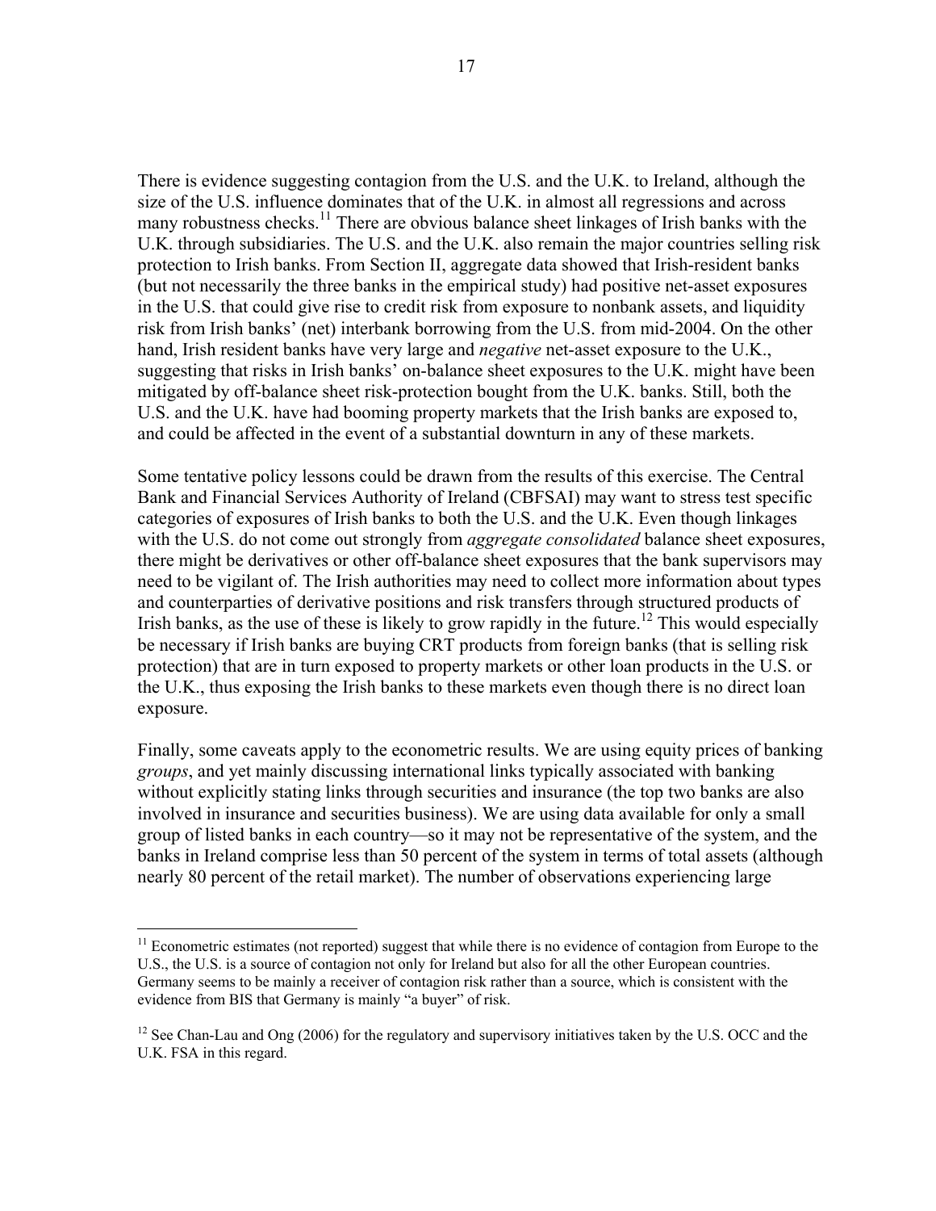There is evidence suggesting contagion from the U.S. and the U.K. to Ireland, although the size of the U.S. influence dominates that of the U.K. in almost all regressions and across many robustness checks.[11] There are obvious balance sheet linkages of Irish banks with the U.K. through subsidiaries. The U.S. and the U.K. also remain the major countries selling risk protection to Irish banks. From Section II, aggregate data showed that Irish-resident banks (but not necessarily the three banks in the empirical study) had positive net-asset exposures in the U.S. that could give rise to credit risk from exposure to nonbank assets, and liquidity risk from Irish banks' (net) interbank borrowing from the U.S. from mid-2004. On the other hand, Irish resident banks have very large and *negative* net-asset exposure to the U.K., suggesting that risks in Irish banks' on-balance sheet exposures to the U.K. might have been mitigated by off-balance sheet risk-protection bought from the U.K. banks. Still, both the U.S. and the U.K. have had booming property markets that the Irish banks are exposed to, and could be affected in the event of a substantial downturn in any of these markets.

Some tentative policy lessons could be drawn from the results of this exercise. The Central Bank and Financial Services Authority of Ireland (CBFSAI) may want to stress test specific categories of exposures of Irish banks to both the U.S. and the U.K. Even though linkages with the U.S. do not come out strongly from *aggregate consolidated* balance sheet exposures, there might be derivatives or other off-balance sheet exposures that the bank supervisors may need to be vigilant of. The Irish authorities may need to collect more information about types and counterparties of derivative positions and risk transfers through structured products of Irish banks, as the use of these is likely to grow rapidly in the future.[12] This would especially be necessary if Irish banks are buying CRT products from foreign banks (that is selling risk protection) that are in turn exposed to property markets or other loan products in the U.S. or the U.K., thus exposing the Irish banks to these markets even though there is no direct loan exposure.

Finally, some caveats apply to the econometric results. We are using equity prices of banking *groups*, and yet mainly discussing international links typically associated with banking without explicitly stating links through securities and insurance (the top two banks are also involved in insurance and securities business). We are using data available for only a small group of listed banks in each country—so it may not be representative of the system, and the banks in Ireland comprise less than 50 percent of the system in terms of total assets (although nearly 80 percent of the retail market). The number of observations experiencing large

---

[11] Econometric estimates (not reported) suggest that while there is no evidence of contagion from Europe to the U.S., the U.S. is a source of contagion not only for Ireland but also for all the other European countries. Germany seems to be mainly a receiver of contagion risk rather than a source, which is consistent with the evidence from BIS that Germany is mainly "a buyer" of risk.

[12] See Chan-Lau and Ong (2006) for the regulatory and supervisory initiatives taken by the U.S. OCC and the U.K. FSA in this regard.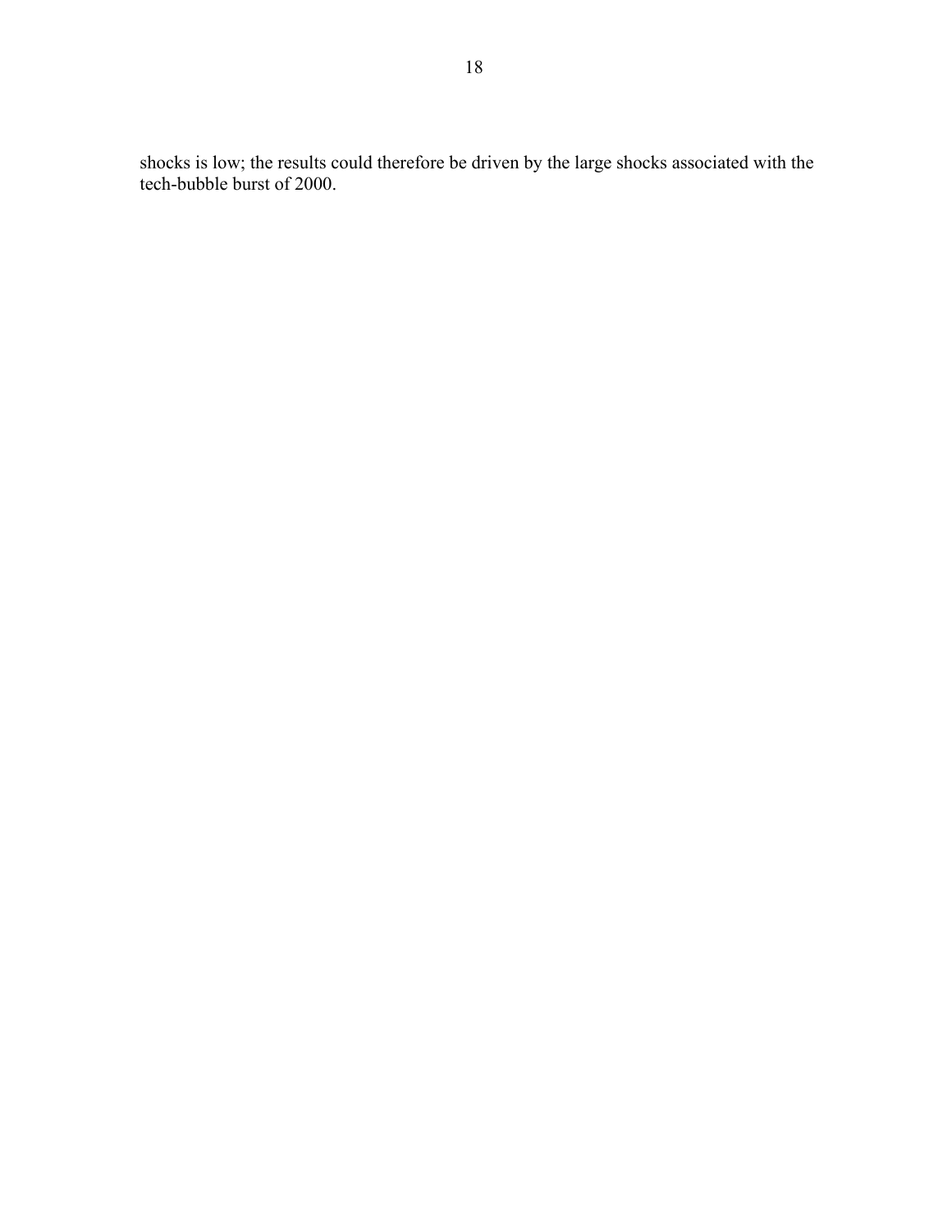shocks is low; the results could therefore be driven by the large shocks associated with the tech-bubble burst of 2000.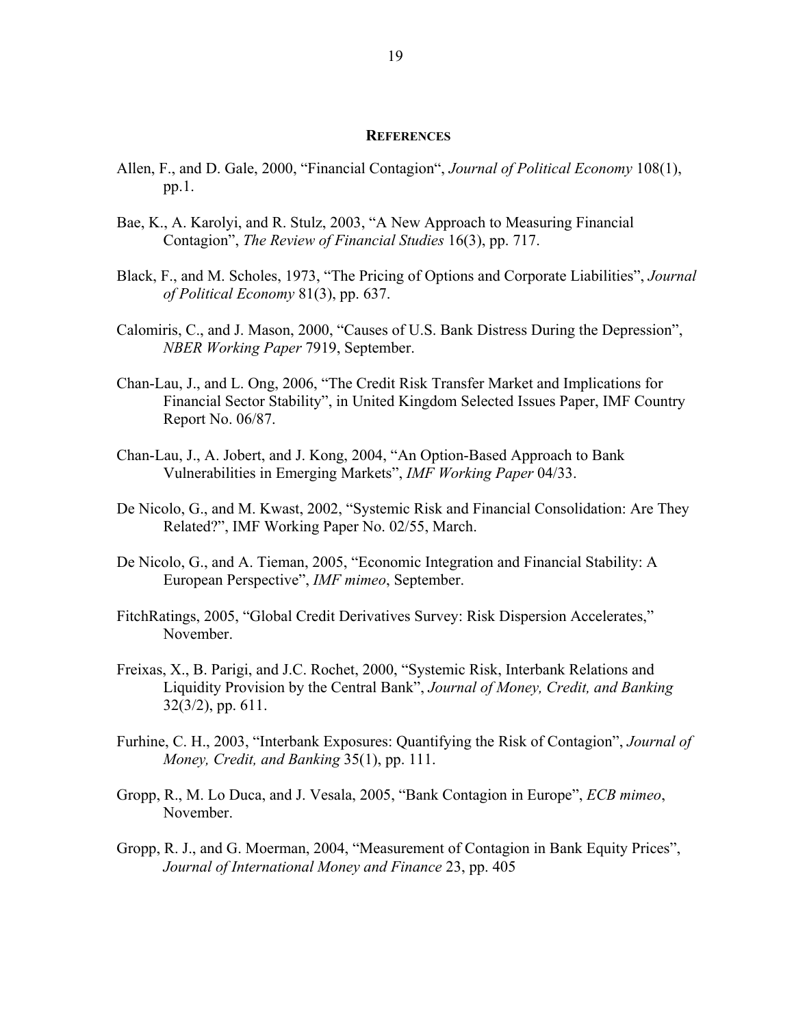## References

Allen, F., and D. Gale, 2000, "Financial Contagion", *Journal of Political Economy* 108(1), pp.1.

Bae, K., A. Karolyi, and R. Stulz, 2003, "A New Approach to Measuring Financial Contagion", *The Review of Financial Studies* 16(3), pp. 717.

Black, F., and M. Scholes, 1973, "The Pricing of Options and Corporate Liabilities", *Journal of Political Economy* 81(3), pp. 637.

Calomiris, C., and J. Mason, 2000, "Causes of U.S. Bank Distress During the Depression", *NBER Working Paper* 7919, September.

Chan-Lau, J., and L. Ong, 2006, "The Credit Risk Transfer Market and Implications for Financial Sector Stability", in United Kingdom Selected Issues Paper, IMF Country Report No. 06/87.

Chan-Lau, J., A. Jobert, and J. Kong, 2004, "An Option-Based Approach to Bank Vulnerabilities in Emerging Markets", *IMF Working Paper* 04/33.

De Nicolo, G., and M. Kwast, 2002, "Systemic Risk and Financial Consolidation: Are They Related?", IMF Working Paper No. 02/55, March.

De Nicolo, G., and A. Tieman, 2005, "Economic Integration and Financial Stability: A European Perspective", *IMF mimeo*, September.

FitchRatings, 2005, "Global Credit Derivatives Survey: Risk Dispersion Accelerates," November.

Freixas, X., B. Parigi, and J.C. Rochet, 2000, "Systemic Risk, Interbank Relations and Liquidity Provision by the Central Bank", *Journal of Money, Credit, and Banking* 32(3/2), pp. 611.

Furhine, C. H., 2003, "Interbank Exposures: Quantifying the Risk of Contagion", *Journal of Money, Credit, and Banking* 35(1), pp. 111.

Gropp, R., M. Lo Duca, and J. Vesala, 2005, "Bank Contagion in Europe", *ECB mimeo*, November.

Gropp, R. J., and G. Moerman, 2004, "Measurement of Contagion in Bank Equity Prices", *Journal of International Money and Finance* 23, pp. 405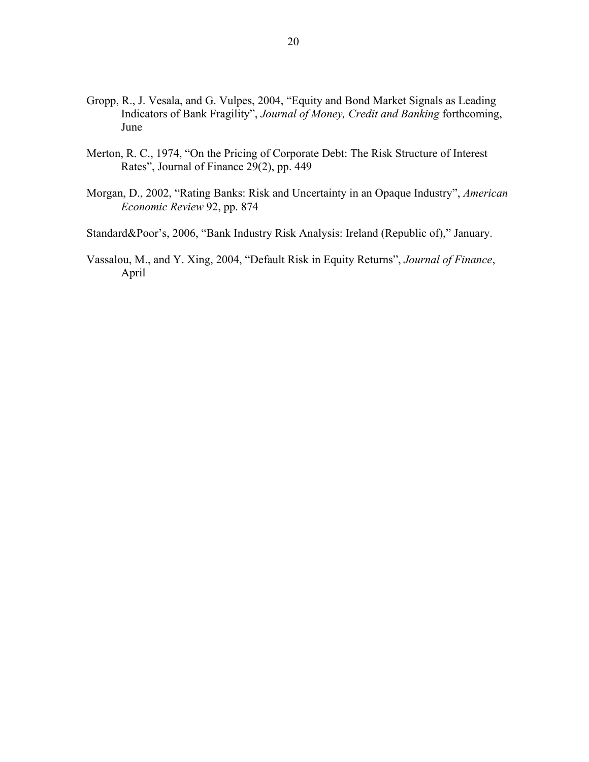Gropp, R., J. Vesala, and G. Vulpes, 2004, "Equity and Bond Market Signals as Leading Indicators of Bank Fragility", *Journal of Money, Credit and Banking* forthcoming, June

Merton, R. C., 1974, "On the Pricing of Corporate Debt: The Risk Structure of Interest Rates", Journal of Finance 29(2), pp. 449

Morgan, D., 2002, "Rating Banks: Risk and Uncertainty in an Opaque Industry", *American Economic Review* 92, pp. 874

Standard&Poor's, 2006, "Bank Industry Risk Analysis: Ireland (Republic of)," January.

Vassalou, M., and Y. Xing, 2004, "Default Risk in Equity Returns", *Journal of Finance*, April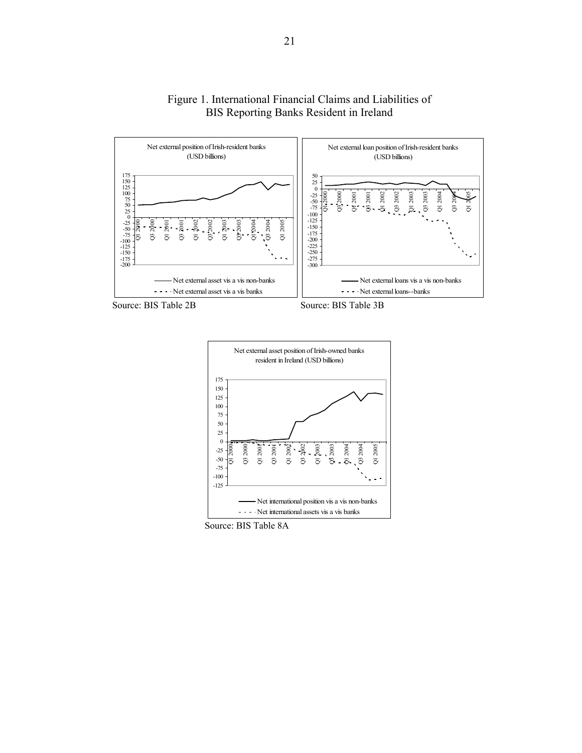Figure 1. International Financial Claims and Liabilities of BIS Reporting Banks Resident in Ireland

Source: BIS Table 2B

Source: BIS Table 3B

Source: BIS Table 8A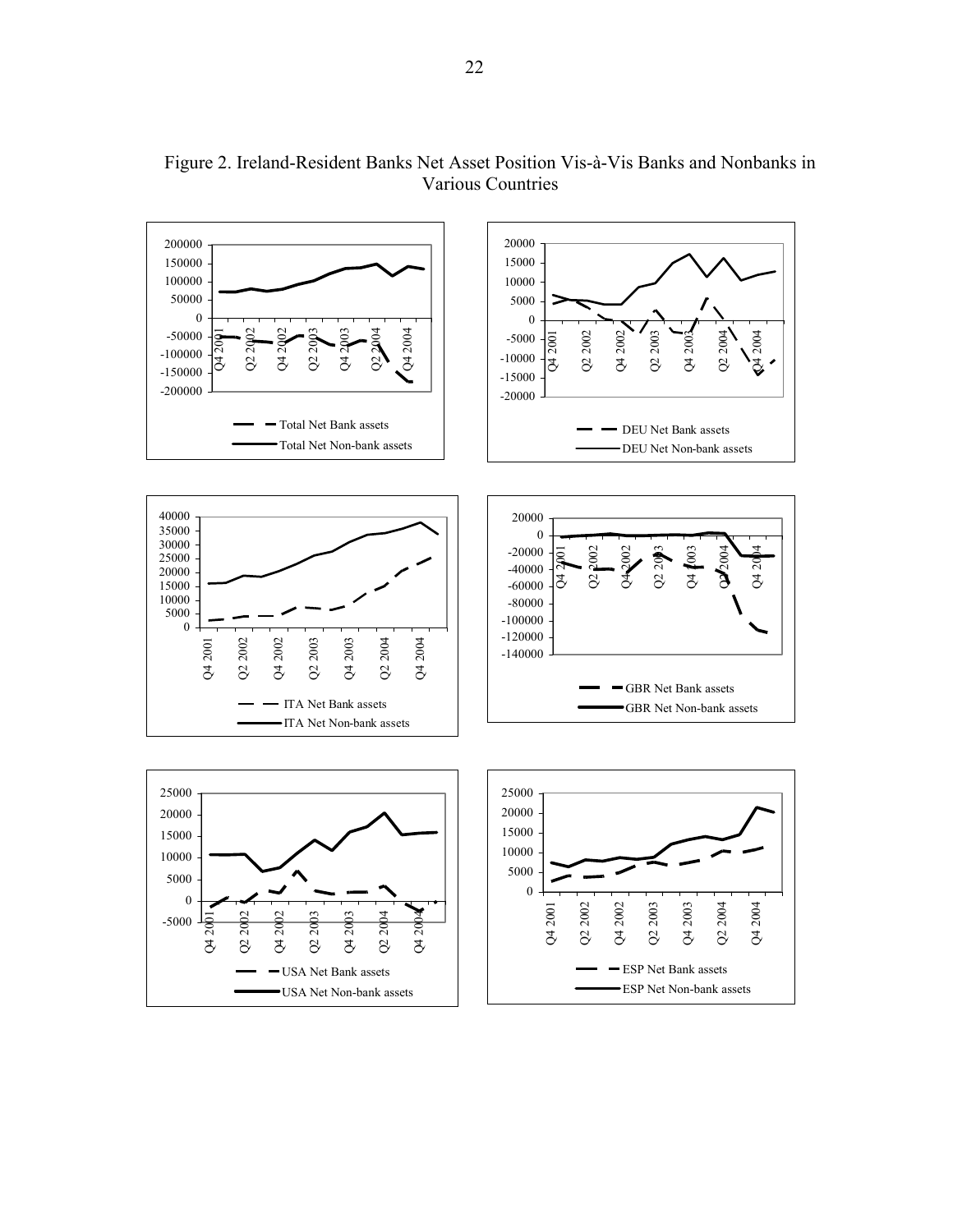Figure 2. Ireland-Resident Banks Net Asset Position Vis-à-Vis Banks and Nonbanks in Various Countries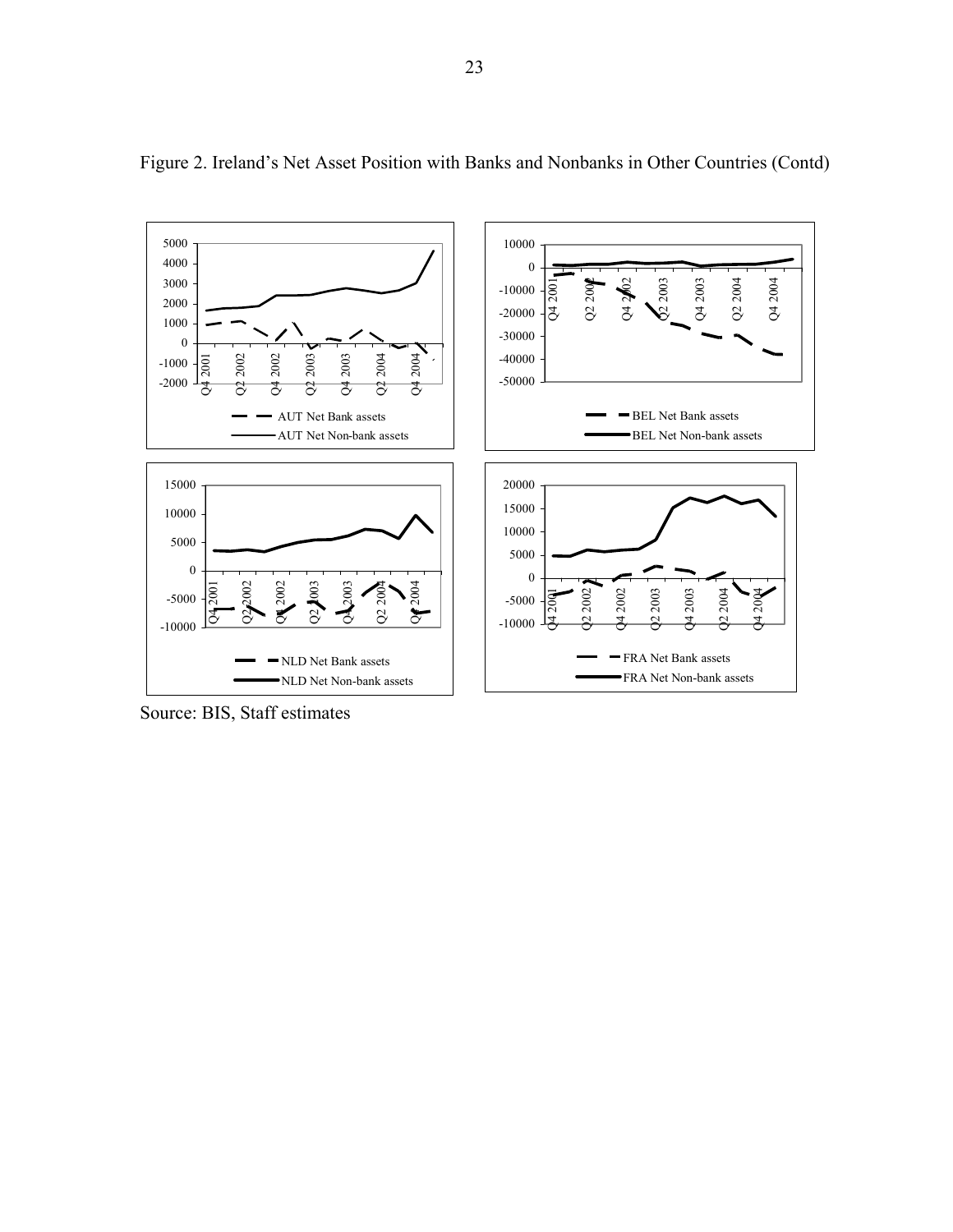Figure 2. Ireland's Net Asset Position with Banks and Nonbanks in Other Countries (Contd)

Source: BIS, Staff estimates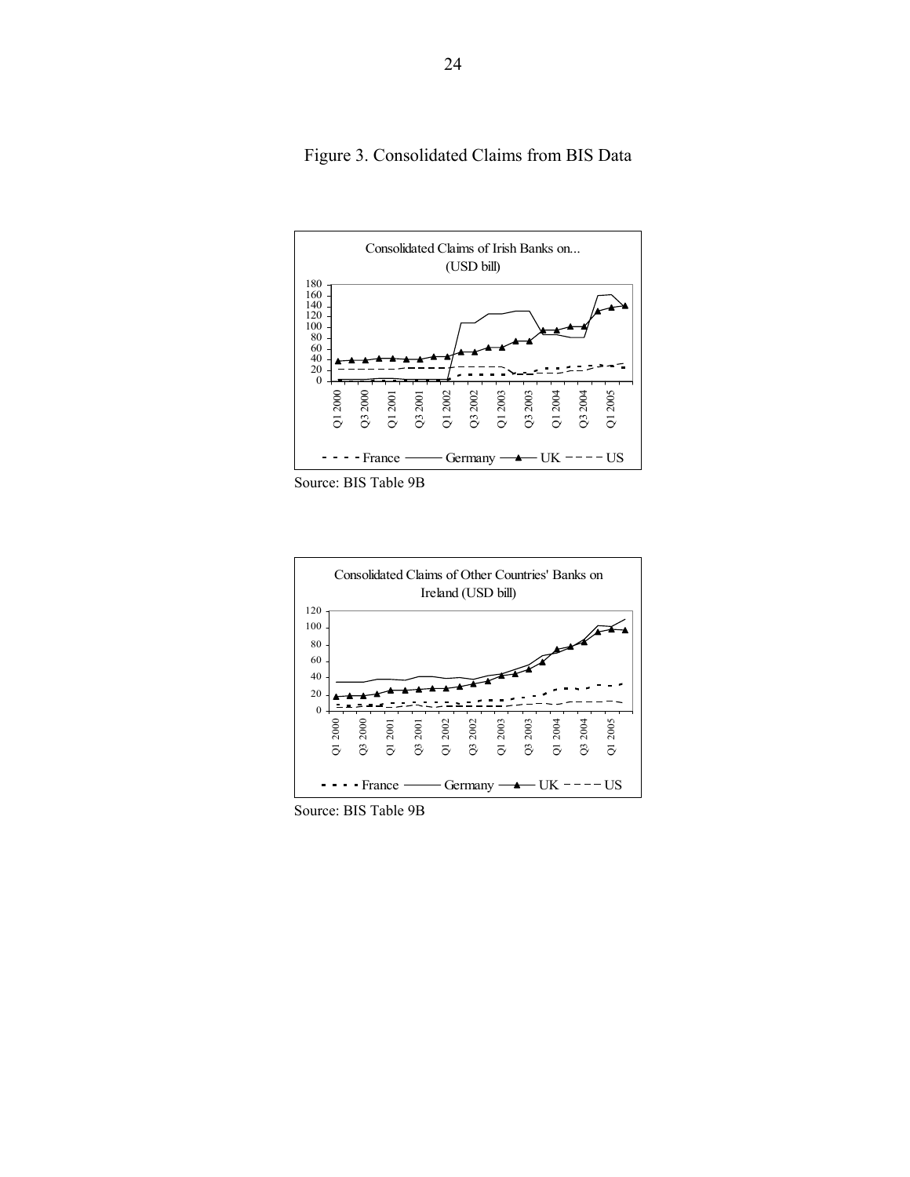Figure 3. Consolidated Claims from BIS Data

Source: BIS Table 9B

Source: BIS Table 9B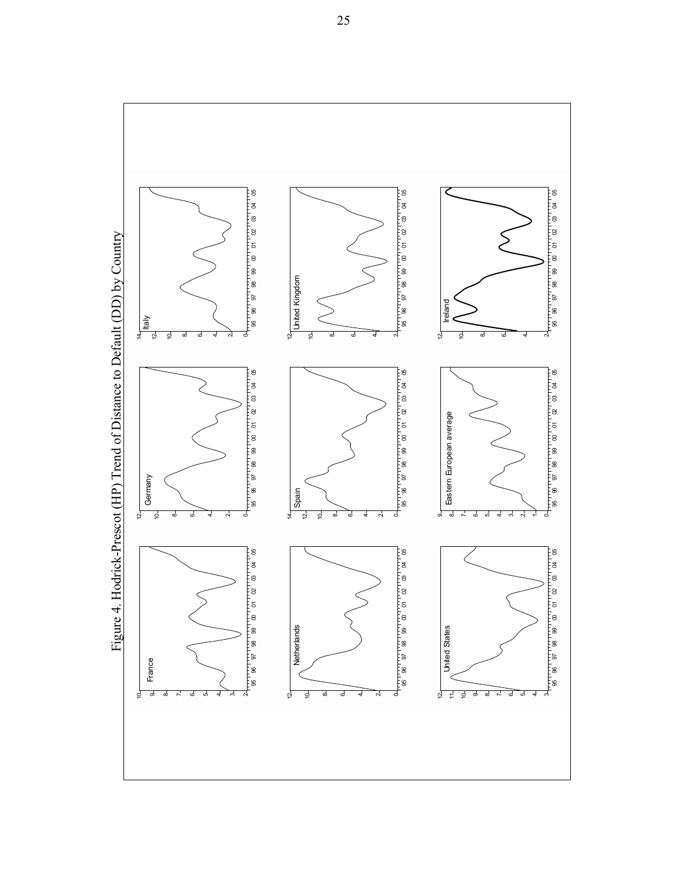Figure 4. Hodrick-Prescot (HP) Trend of Distance to Default (DD) by Country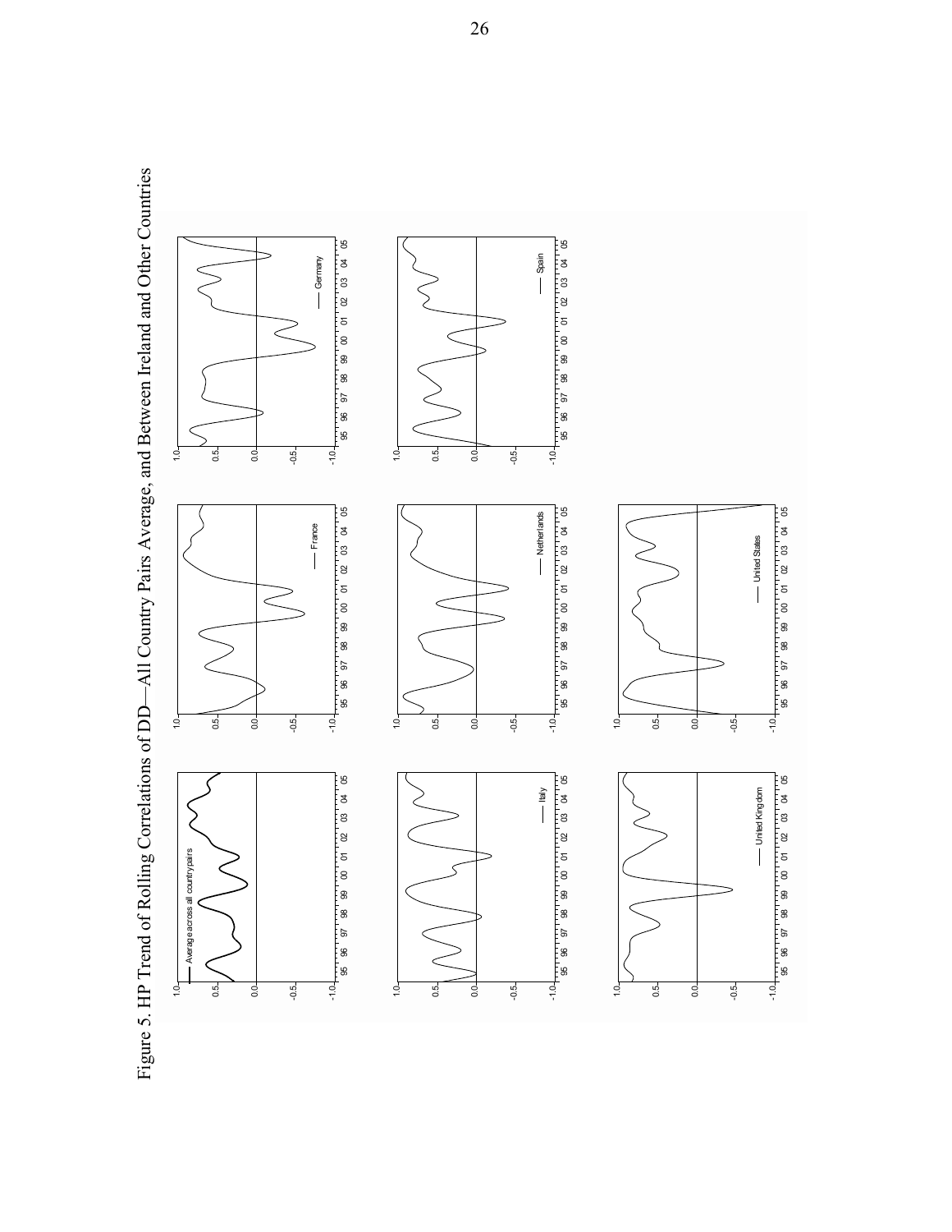Figure 5. HP Trend of Rolling Correlations of DD—All Country Pairs Average, and Between Ireland and Other Countries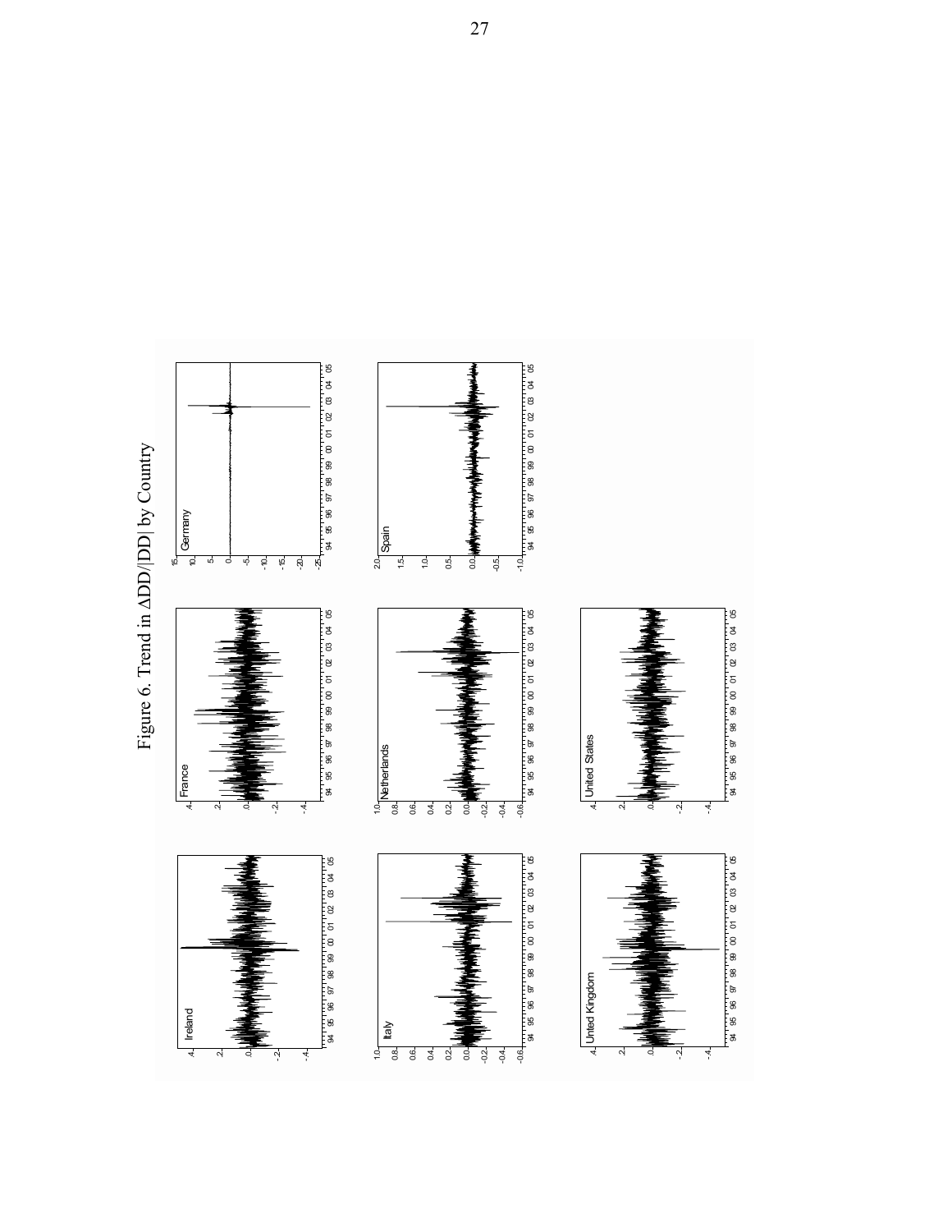Figure 6. Trend in $\Delta DD/|DD|$ by Country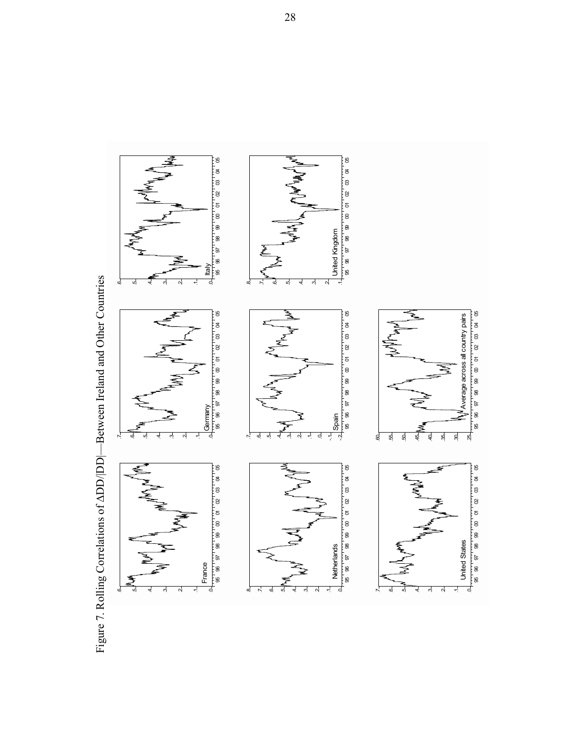Figure 7. Rolling Correlations of ΔDD/|DD|—Between Ireland and Other Countries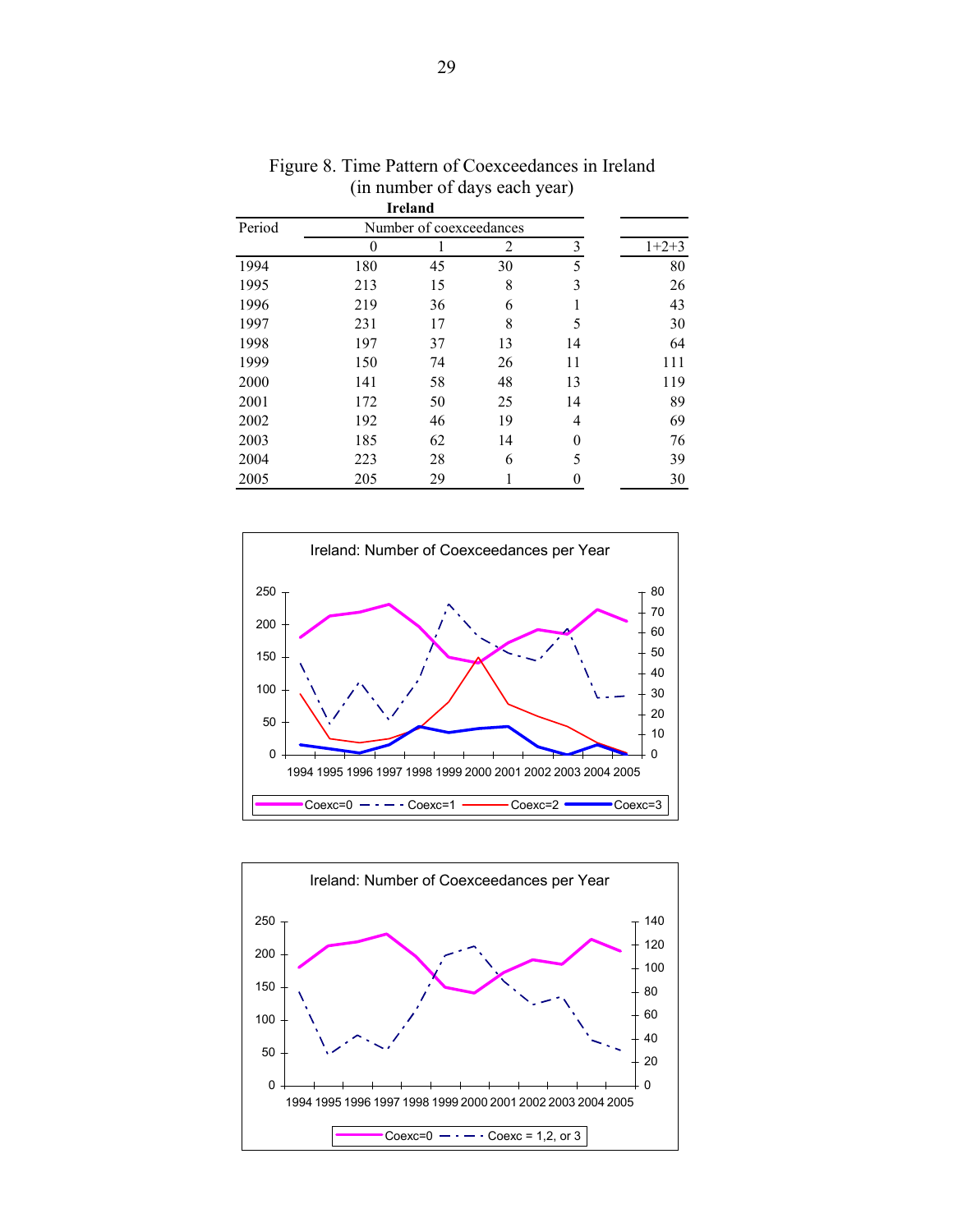Figure 8. Time Pattern of Coexceedances in Ireland
(in number of days each year)

**Ireland**

| Period | Number of coexceedances | | | | |
|---|---|---|---|---|---|
| | 0 | 1 | 2 | 3 | 1+2+3 |
| 1994 | 180 | 45 | 30 | 5 | 80 |
| 1995 | 213 | 15 | 8 | 3 | 26 |
| 1996 | 219 | 36 | 6 | 1 | 43 |
| 1997 | 231 | 17 | 8 | 5 | 30 |
| 1998 | 197 | 37 | 13 | 14 | 64 |
| 1999 | 150 | 74 | 26 | 11 | 111 |
| 2000 | 141 | 58 | 48 | 13 | 119 |
| 2001 | 172 | 50 | 25 | 14 | 89 |
| 2002 | 192 | 46 | 19 | 4 | 69 |
| 2003 | 185 | 62 | 14 | 0 | 76 |
| 2004 | 223 | 28 | 6 | 5 | 39 |
| 2005 | 205 | 29 | 1 | 0 | 30 |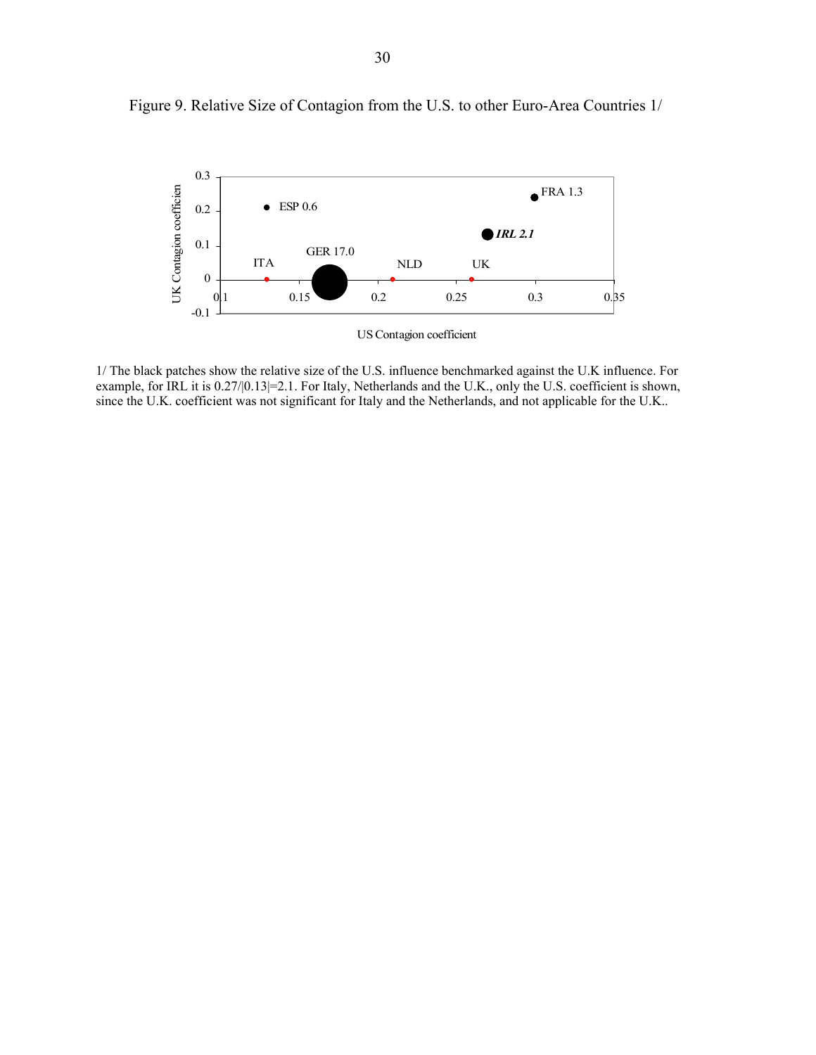Figure 9. Relative Size of Contagion from the U.S. to other Euro-Area Countries 1/

1/ The black patches show the relative size of the U.S. influence benchmarked against the U.K influence. For example, for IRL it is 0.27/|0.13|=2.1. For Italy, Netherlands and the U.K., only the U.S. coefficient is shown, since the U.K. coefficient was not significant for Italy and the Netherlands, and not applicable for the U.K..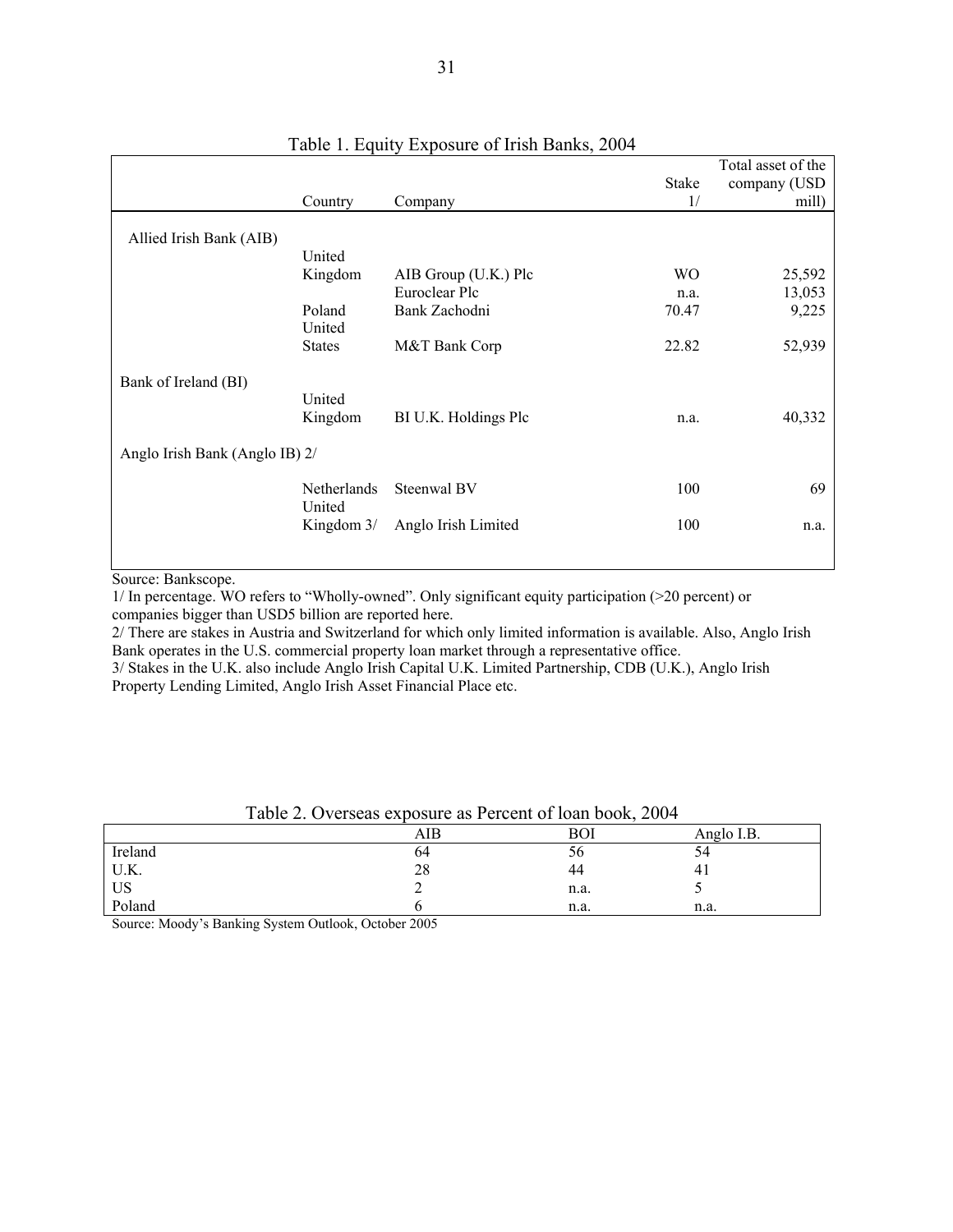Table 1. Equity Exposure of Irish Banks, 2004

| | Country | Company | Stake 1/ | Total asset of the company (USD mill) |
|---|---|---|---|---|
| Allied Irish Bank (AIB) | | | | |
| | United Kingdom | AIB Group (U.K.) Plc | WO | 25,592 |
| | | Euroclear Plc | n.a. | 13,053 |
| | Poland | Bank Zachodni | 70.47 | 9,225 |
| | United States | M&T Bank Corp | 22.82 | 52,939 |
| Bank of Ireland (BI) | | | | |
| | United Kingdom | BI U.K. Holdings Plc | n.a. | 40,332 |
| Anglo Irish Bank (Anglo IB) 2/ | | | | |
| | Netherlands | Steenwal BV | 100 | 69 |
| | United Kingdom 3/ | Anglo Irish Limited | 100 | n.a. |

Source: Bankscope.

1/ In percentage. WO refers to "Wholly-owned". Only significant equity participation (>20 percent) or companies bigger than USD5 billion are reported here.

2/ There are stakes in Austria and Switzerland for which only limited information is available. Also, Anglo Irish Bank operates in the U.S. commercial property loan market through a representative office.

3/ Stakes in the U.K. also include Anglo Irish Capital U.K. Limited Partnership, CDB (U.K.), Anglo Irish Property Lending Limited, Anglo Irish Asset Financial Place etc.

Table 2. Overseas exposure as Percent of loan book, 2004

| | AIB | BOI | Anglo I.B. |
|---|---|---|---|
| Ireland | 64 | 56 | 54 |
| U.K. | 28 | 44 | 41 |
| US | 2 | n.a. | 5 |
| Poland | 6 | n.a. | n.a. |

Source: Moody's Banking System Outlook, October 2005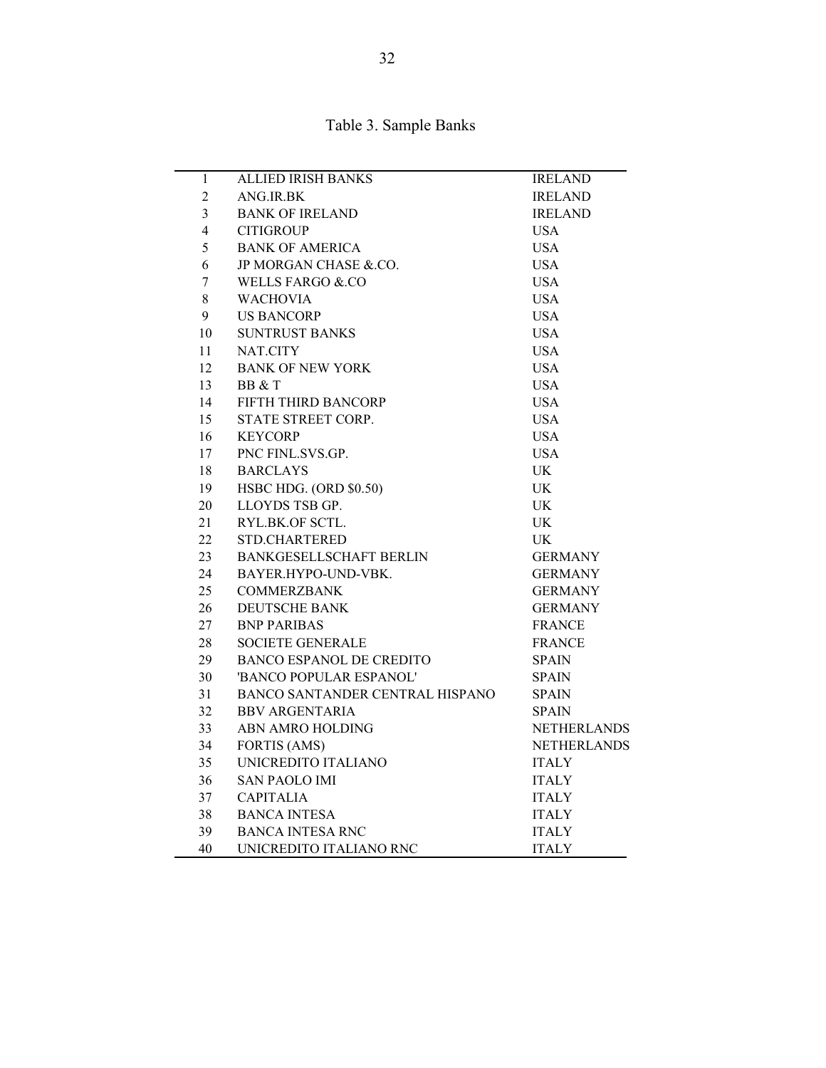Table 3. Sample Banks

| | | |
|---|---|---|
| 1 | ALLIED IRISH BANKS | IRELAND |
| 2 | ANG.IR.BK | IRELAND |
| 3 | BANK OF IRELAND | IRELAND |
| 4 | CITIGROUP | USA |
| 5 | BANK OF AMERICA | USA |
| 6 | JP MORGAN CHASE &.CO. | USA |
| 7 | WELLS FARGO &.CO | USA |
| 8 | WACHOVIA | USA |
| 9 | US BANCORP | USA |
| 10 | SUNTRUST BANKS | USA |
| 11 | NAT.CITY | USA |
| 12 | BANK OF NEW YORK | USA |
| 13 | BB & T | USA |
| 14 | FIFTH THIRD BANCORP | USA |
| 15 | STATE STREET CORP. | USA |
| 16 | KEYCORP | USA |
| 17 | PNC FINL.SVS.GP. | USA |
| 18 | BARCLAYS | UK |
| 19 | HSBC HDG. (ORD $0.50) | UK |
| 20 | LLOYDS TSB GP. | UK |
| 21 | RYL.BK.OF SCTL. | UK |
| 22 | STD.CHARTERED | UK |
| 23 | BANKGESELLSCHAFT BERLIN | GERMANY |
| 24 | BAYER.HYPO-UND-VBK. | GERMANY |
| 25 | COMMERZBANK | GERMANY |
| 26 | DEUTSCHE BANK | GERMANY |
| 27 | BNP PARIBAS | FRANCE |
| 28 | SOCIETE GENERALE | FRANCE |
| 29 | BANCO ESPANOL DE CREDITO | SPAIN |
| 30 | 'BANCO POPULAR ESPANOL' | SPAIN |
| 31 | BANCO SANTANDER CENTRAL HISPANO | SPAIN |
| 32 | BBV ARGENTARIA | SPAIN |
| 33 | ABN AMRO HOLDING | NETHERLANDS |
| 34 | FORTIS (AMS) | NETHERLANDS |
| 35 | UNICREDITO ITALIANO | ITALY |
| 36 | SAN PAOLO IMI | ITALY |
| 37 | CAPITALIA | ITALY |
| 38 | BANCA INTESA | ITALY |
| 39 | BANCA INTESA RNC | ITALY |
| 40 | UNICREDITO ITALIANO RNC | ITALY |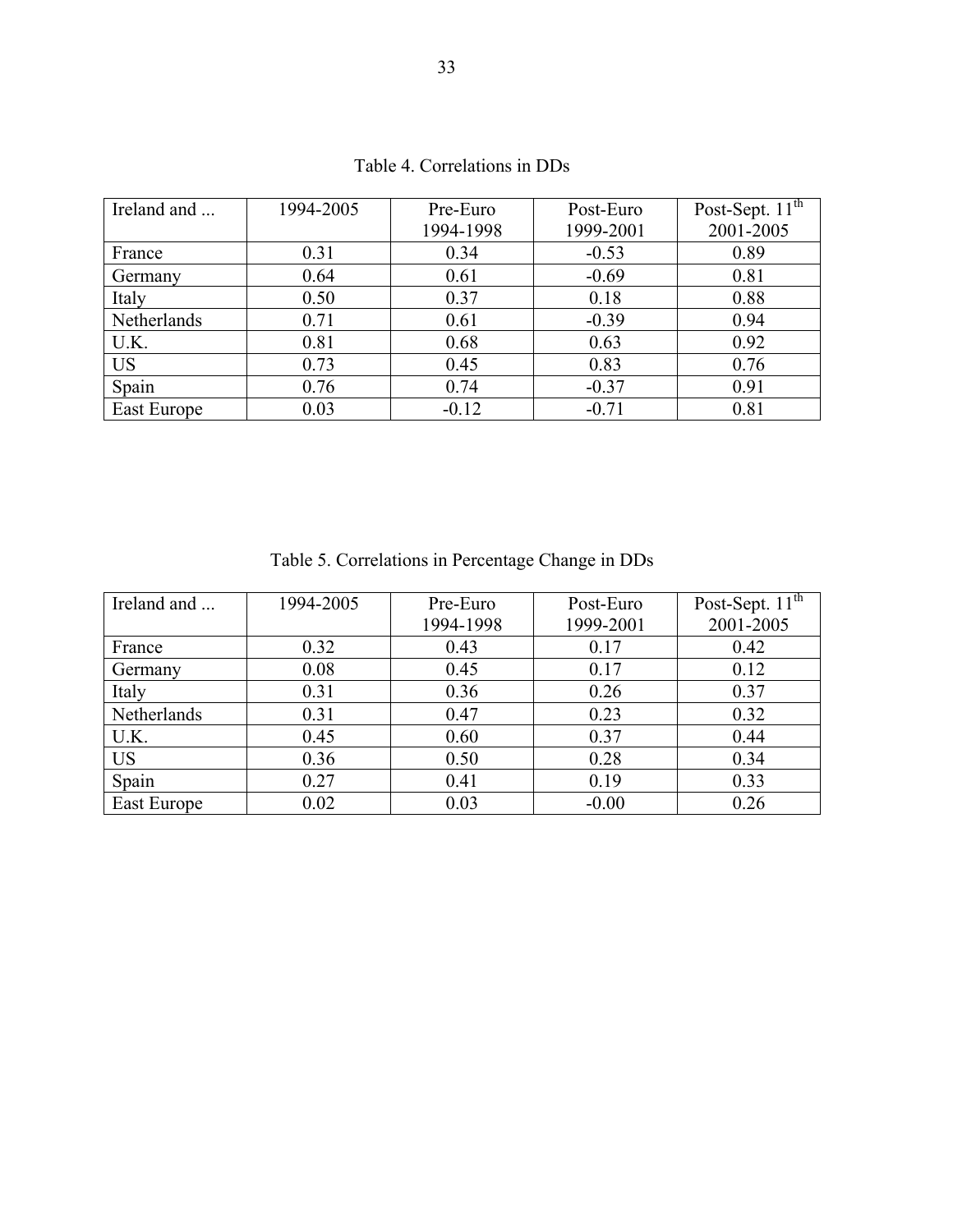Table 4. Correlations in DDs

| Ireland and ... | 1994-2005 | Pre-Euro 1994-1998 | Post-Euro 1999-2001 | Post-Sept. 11th 2001-2005 |
|---|---|---|---|---|
| France | 0.31 | 0.34 | -0.53 | 0.89 |
| Germany | 0.64 | 0.61 | -0.69 | 0.81 |
| Italy | 0.50 | 0.37 | 0.18 | 0.88 |
| Netherlands | 0.71 | 0.61 | -0.39 | 0.94 |
| U.K. | 0.81 | 0.68 | 0.63 | 0.92 |
| US | 0.73 | 0.45 | 0.83 | 0.76 |
| Spain | 0.76 | 0.74 | -0.37 | 0.91 |
| East Europe | 0.03 | -0.12 | -0.71 | 0.81 |

Table 5. Correlations in Percentage Change in DDs

| Ireland and ... | 1994-2005 | Pre-Euro 1994-1998 | Post-Euro 1999-2001 | Post-Sept. 11th 2001-2005 |
|---|---|---|---|---|
| France | 0.32 | 0.43 | 0.17 | 0.42 |
| Germany | 0.08 | 0.45 | 0.17 | 0.12 |
| Italy | 0.31 | 0.36 | 0.26 | 0.37 |
| Netherlands | 0.31 | 0.47 | 0.23 | 0.32 |
| U.K. | 0.45 | 0.60 | 0.37 | 0.44 |
| US | 0.36 | 0.50 | 0.28 | 0.34 |
| Spain | 0.27 | 0.41 | 0.19 | 0.33 |
| East Europe | 0.02 | 0.03 | -0.00 | 0.26 |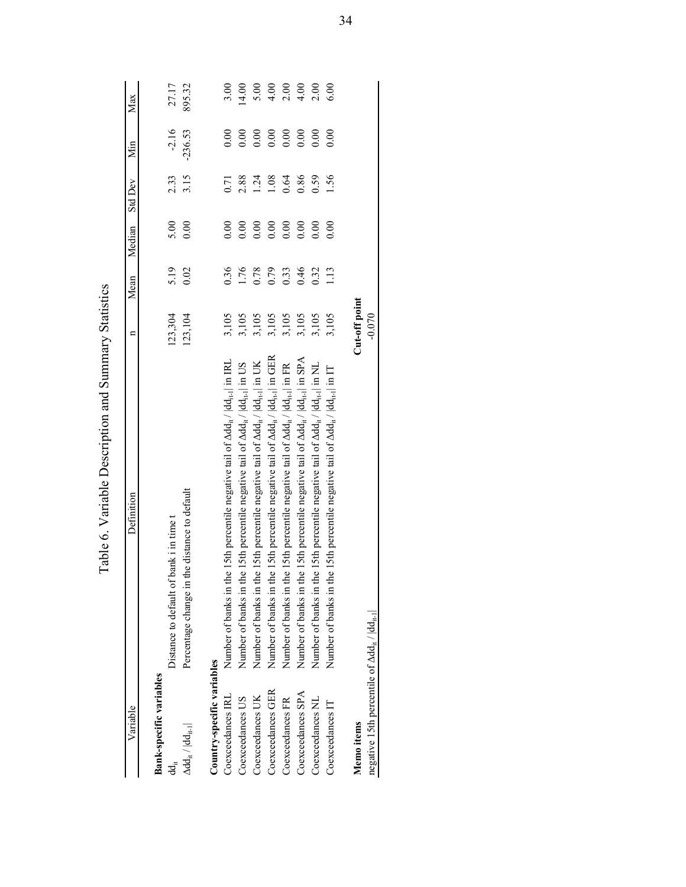# Table 6. Variable Description and Summary Statistics

| Variable | Definition | n | Mean | Median | Std Dev | Min | Max |
|---|---|---|---|---|---|---|---|
| **Bank-specific variables** | | | | | | | |
| $dd_{it}$ | Distance to default of bank i in time t | 123,304 | 5.19 | 5.00 | 2.33 | -2.16 | 27.17 |
| $\Delta dd_{it} / \lvert dd_{it-1} \rvert$ | Percentage change in the distance to default | 123,104 | 0.02 | 0.00 | 3.15 | -236.53 | 895.32 |
| **Country-specific variables** | | | | | | | |
| Coexceedances IRL | Number of banks in the 15th percentile negative tail of $\Delta dd_{it} / \lvert dd_{it-1} \rvert$ in IRL | 3,105 | 0.36 | 0.00 | 0.71 | 0.00 | 3.00 |
| Coexceedances US | Number of banks in the 15th percentile negative tail of $\Delta dd_{it} / \lvert dd_{it-1} \rvert$ in US | 3,105 | 1.76 | 0.00 | 2.88 | 0.00 | 14.00 |
| Coexceedances UK | Number of banks in the 15th percentile negative tail of $\Delta dd_{it} / \lvert dd_{it-1} \rvert$ in UK | 3,105 | 0.78 | 0.00 | 1.24 | 0.00 | 5.00 |
| Coexceedances GER | Number of banks in the 15th percentile negative tail of $\Delta dd_{it} / \lvert dd_{it-1} \rvert$ in GER | 3,105 | 0.79 | 0.00 | 1.08 | 0.00 | 4.00 |
| Coexceedances FR | Number of banks in the 15th percentile negative tail of $\Delta dd_{it} / \lvert dd_{it-1} \rvert$ in FR | 3,105 | 0.33 | 0.00 | 0.64 | 0.00 | 2.00 |
| Coexceedances SPA | Number of banks in the 15th percentile negative tail of $\Delta dd_{it} / \lvert dd_{it-1} \rvert$ in SPA | 3,105 | 0.46 | 0.00 | 0.86 | 0.00 | 4.00 |
| Coexceedances NL | Number of banks in the 15th percentile negative tail of $\Delta dd_{it} / \lvert dd_{it-1} \rvert$ in NL | 3,105 | 0.32 | 0.00 | 0.59 | 0.00 | 2.00 |
| Coexceedances IT | Number of banks in the 15th percentile negative tail of $\Delta dd_{it} / \lvert dd_{it-1} \rvert$ in IT | 3,105 | 1.13 | 0.00 | 1.56 | 0.00 | 6.00 |
| **Memo items** | | **Cut-off point** | | | | | |
| negative 15th percentile of $\Delta dd_{it} / \lvert dd_{it-1} \rvert$ | | -0.070 | | | | | |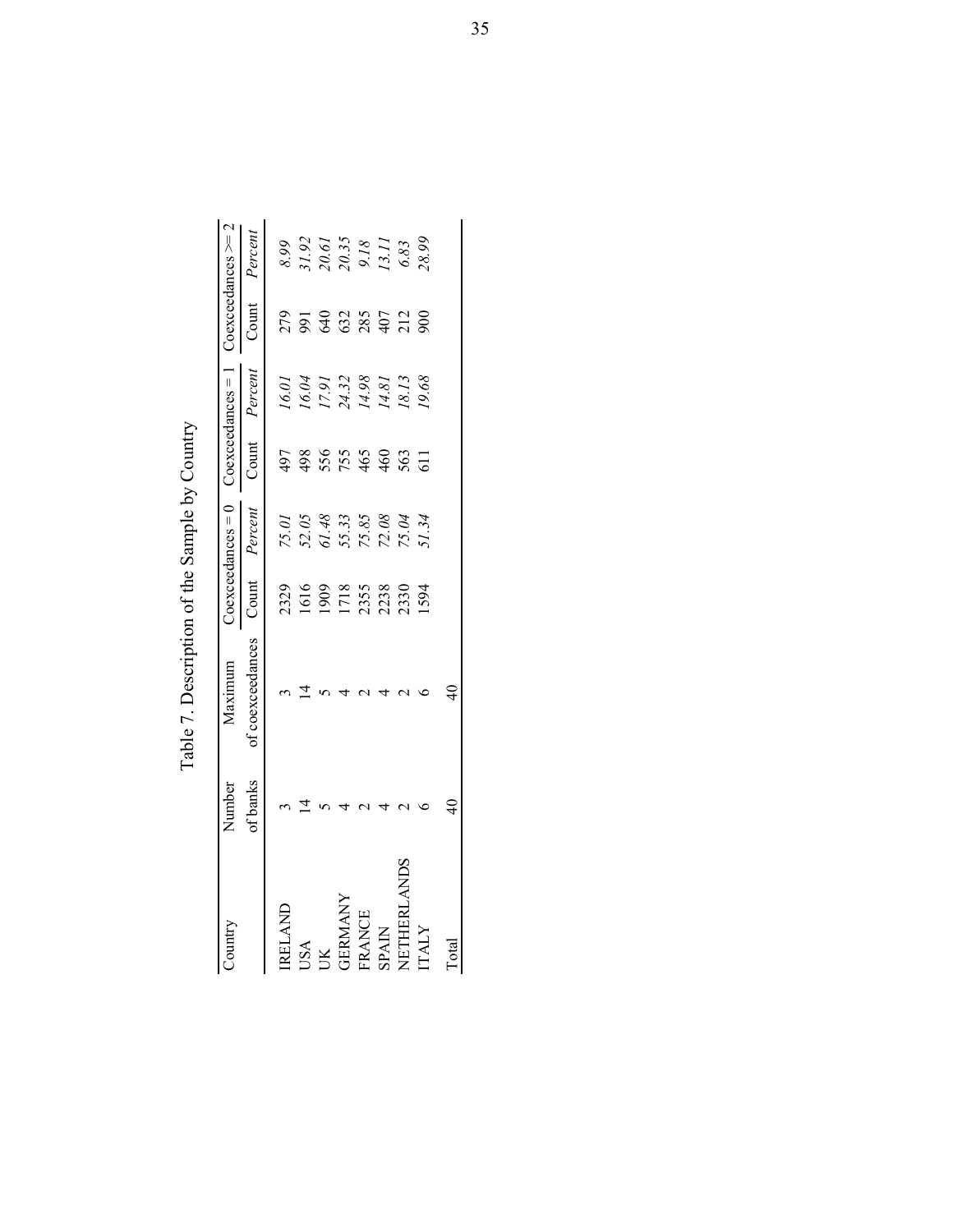# Table 7. Description of the Sample by Country

| Country | Number of banks | Maximum of coexceedances | Coexceedances = 0 | | Coexceedances = 1 | | Coexceedances >= 2 | |
|---|---|---|---|---|---|---|---|---|
| | | | Count | *Percent* | Count | *Percent* | Count | *Percent* |
| IRELAND | 3 | 3 | 2329 | *75.01* | 497 | *16.01* | 279 | *8.99* |
| USA | 14 | 14 | 1616 | *52.05* | 498 | *16.04* | 991 | *31.92* |
| UK | 5 | 5 | 1909 | *61.48* | 556 | *17.91* | 640 | *20.61* |
| GERMANY | 4 | 4 | 1718 | *55.33* | 755 | *24.32* | 632 | *20.35* |
| FRANCE | 2 | 2 | 2355 | *75.85* | 465 | *14.98* | 285 | *9.18* |
| SPAIN | 4 | 4 | 2238 | *72.08* | 460 | *14.81* | 407 | *13.11* |
| NETHERLANDS | 2 | 2 | 2330 | *75.04* | 563 | *18.13* | 212 | *6.83* |
| ITALY | 6 | 6 | 1594 | *51.34* | 611 | *19.68* | 900 | *28.99* |
| Total | 40 | 40 | | | | | | |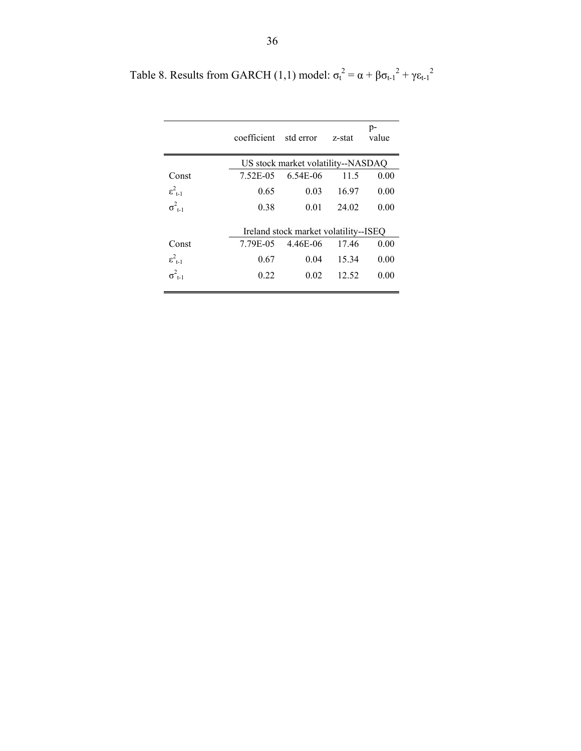Table 8. Results from GARCH (1,1) model: $\sigma_t^2 = \alpha + \beta\sigma_{t-1}^2 + \gamma\varepsilon_{t-1}^2$

| | coefficient | std error | z-stat | p-value |
|---|---|---|---|---|
| | US stock market volatility--NASDAQ | | | |
| Const | 7.52E-05 | 6.54E-06 | 11.5 | 0.00 |
| $\varepsilon^2_{t-1}$ | 0.65 | 0.03 | 16.97 | 0.00 |
| $\sigma^2_{t-1}$ | 0.38 | 0.01 | 24.02 | 0.00 |
| | Ireland stock market volatility--ISEQ | | | |
| Const | 7.79E-05 | 4.46E-06 | 17.46 | 0.00 |
| $\varepsilon^2_{t-1}$ | 0.67 | 0.04 | 15.34 | 0.00 |
| $\sigma^2_{t-1}$ | 0.22 | 0.02 | 12.52 | 0.00 |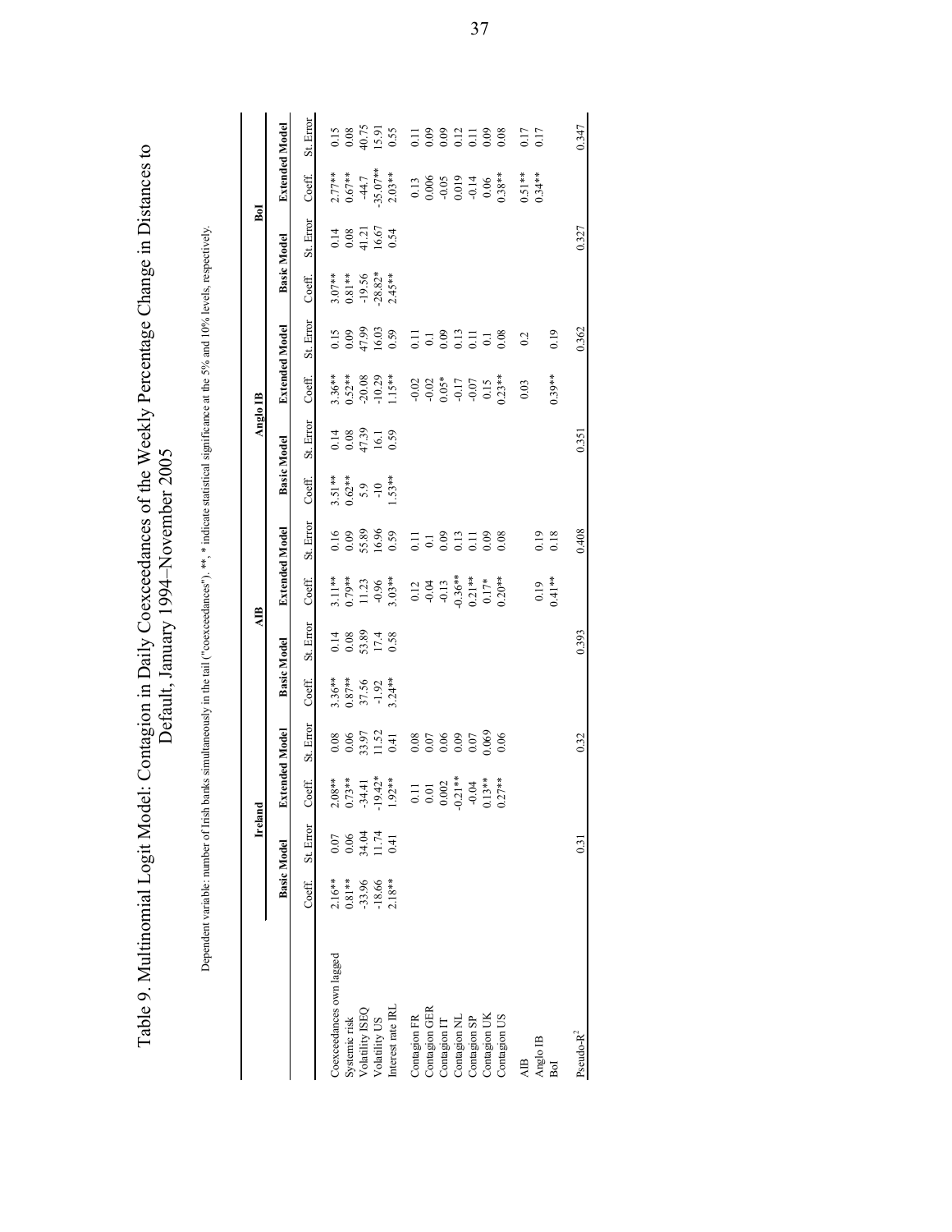# Table 9. Multinomial Logit Model: Contagion in Daily Coexceedances of the Weekly Percentage Change in Distances to Default, January 1994–November 2005

Dependent variable: number of Irish banks simultaneously in the tail ("coexceedances"). **, * indicate statistical significance at the 5% and 10% levels, respectively.

| | Ireland | | | | AIB | | | | Anglo IB | | | | BoI | | | |
|---|---|---|---|---|---|---|---|---|---|---|---|---|---|---|---|---|
| | Basic Model | | Extended Model | | Basic Model | | Extended Model | | Basic Model | | Extended Model | | Basic Model | | Extended Model | |
| | Coeff. | St. Error | Coeff. | St. Error | Coeff. | St. Error | Coeff. | St. Error | Coeff. | St. Error | Coeff. | St. Error | Coeff. | St. Error | Coeff. | St. Error |
| Coexceedances own lagged | 2.16** | 0.07 | 2.08** | 0.08 | 3.36** | 0.14 | 3.11** | 0.16 | 3.51** | 0.14 | 3.36** | 0.15 | 3.07** | 0.14 | 2.77** | 0.15 |
| Systemic risk | 0.81** | 0.06 | 0.73** | 0.06 | 0.87** | 0.08 | 0.79** | 0.09 | 0.62** | 0.08 | 0.52** | 0.09 | 0.81** | 0.08 | 0.67** | 0.08 |
| Volatility ISEQ | -33.96 | 34.04 | -34.41 | 33.97 | 37.56 | 53.89 | 11.23 | 55.89 | 5.9 | 47.39 | -20.08 | 47.99 | -19.56 | 41.21 | -44.7 | 40.75 |
| Volatility US | -18.66 | 11.74 | -19.42* | 11.52 | -1.92 | 17.4 | -0.96 | 16.96 | -10 | 16.1 | -10.29 | 16.03 | -28.82* | 16.67 | -35.07** | 15.91 |
| Interest rate IRL | 2.18** | 0.41 | 1.92** | 0.41 | 3.24** | 0.58 | 3.03** | 0.59 | 1.53** | 0.59 | 1.15** | 0.59 | 2.45** | 0.54 | 2.03** | 0.55 |
| Contagion FR | | | 0.11 | 0.08 | | | 0.12 | 0.11 | | | -0.02 | 0.11 | | | 0.13 | 0.11 |
| Contagion GER | | | 0.01 | 0.07 | | | -0.04 | 0.1 | | | -0.02 | 0.1 | | | 0.006 | 0.09 |
| Contagion IT | | | 0.002 | 0.06 | | | -0.13 | 0.09 | | | 0.05* | 0.09 | | | -0.05 | 0.09 |
| Contagion NL | | | -0.21** | 0.09 | | | -0.36** | 0.13 | | | -0.17 | 0.13 | | | 0.019 | 0.12 |
| Contagion SP | | | -0.04 | 0.07 | | | 0.21** | 0.11 | | | -0.07 | 0.11 | | | -0.14 | 0.11 |
| Contagion UK | | | 0.13** | 0.069 | | | 0.17* | 0.09 | | | 0.15 | 0.1 | | | 0.06 | 0.09 |
| Contagion US | | | 0.27** | 0.06 | | | 0.20** | 0.08 | | | 0.23** | 0.08 | | | 0.38** | 0.08 |
| AIB | | | | | | | | | | | 0.03 | 0.2 | | | 0.51** | 0.17 |
| Anglo IB | | | | | | | 0.19 | 0.19 | | | | | | | 0.34** | 0.17 |
| BoI | | | | | | | 0.41** | 0.18 | | | 0.39** | 0.19 | | | | |
| Pseudo-$R^2$ | | 0.31 | | 0.32 | | 0.393 | | 0.408 | | 0.351 | | 0.362 | | 0.327 | | 0.347 |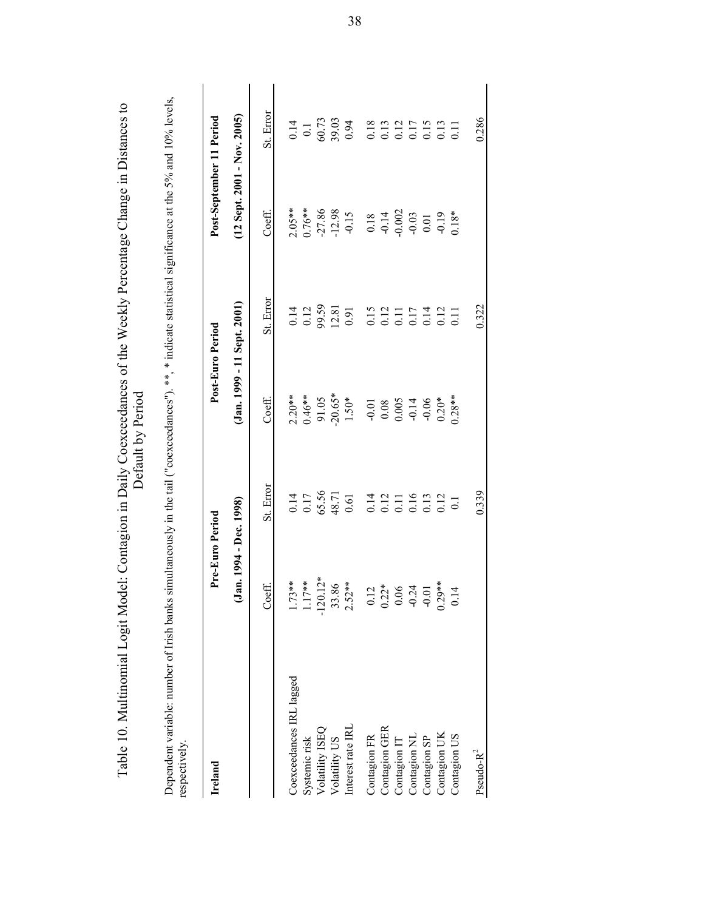# Table 10. Multinomial Logit Model: Contagion in Daily Coexceedances of the Weekly Percentage Change in Distances to Default by Period

Dependent variable: number of Irish banks simultaneously in the tail ("coexceedances"). **, * indicate statistical significance at the 5% and 10% levels, respectively.

| **Ireland** | **Pre-Euro Period** | | **Post-Euro Period** | | **Post-September 11 Period** | |
|---|---|---|---|---|---|---|
| | **(Jan. 1994 - Dec. 1998)** | | **(Jan. 1999 - 11 Sept. 2001)** | | **(12 Sept. 2001 - Nov. 2005)** | |
| | Coeff. | St. Error | Coeff. | St. Error | Coeff. | St. Error |
| Coexceedances IRL lagged | 1.73** | 0.14 | 2.20** | 0.14 | 2.05** | 0.14 |
| Systemic risk | 1.17** | 0.17 | 0.46** | 0.12 | 0.76** | 0.1 |
| Volatility ISEQ | -120.12* | 65.56 | 91.05 | 99.59 | -27.86 | 60.73 |
| Volatility US | 33.86 | 48.71 | -20.65* | 12.81 | -12.98 | 39.03 |
| Interest rate IRL | 2.52** | 0.61 | 1.50* | 0.91 | -0.15 | 0.94 |
| Contagion FR | 0.12 | 0.14 | -0.01 | 0.15 | 0.18 | 0.18 |
| Contagion GER | 0.22* | 0.12 | 0.08 | 0.12 | -0.14 | 0.13 |
| Contagion IT | 0.06 | 0.11 | 0.005 | 0.11 | -0.002 | 0.12 |
| Contagion NL | -0.24 | 0.16 | -0.14 | 0.17 | -0.03 | 0.17 |
| Contagion SP | -0.01 | 0.13 | -0.06 | 0.14 | 0.01 | 0.15 |
| Contagion UK | 0.29** | 0.12 | 0.20* | 0.12 | -0.19 | 0.13 |
| Contagion US | 0.14 | 0.1 | 0.28** | 0.11 | 0.18* | 0.11 |
| Pseudo-$R^2$ | | 0.339 | | 0.322 | | 0.286 |